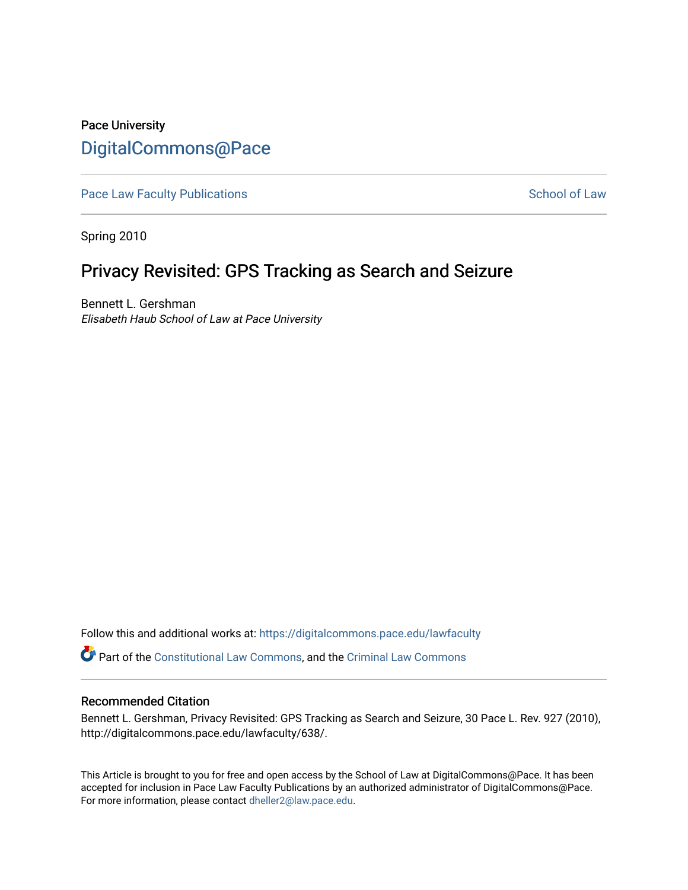Pace University

# DigitalCommons@Pace

Pace Law Faculty Publications | School of Law

Spring 2010

## Privacy Revisited: GPS Tracking as Search and Seizure

Bennett L. Gershman
*Elisabeth Haub School of Law at Pace University*

Follow this and additional works at: https://digitalcommons.pace.edu/lawfaculty

Part of the Constitutional Law Commons, and the Criminal Law Commons

### Recommended Citation

Bennett L. Gershman, Privacy Revisited: GPS Tracking as Search and Seizure, 30 Pace L. Rev. 927 (2010), http://digitalcommons.pace.edu/lawfaculty/638/.

This Article is brought to you for free and open access by the School of Law at DigitalCommons@Pace. It has been accepted for inclusion in Pace Law Faculty Publications by an authorized administrator of DigitalCommons@Pace. For more information, please contact dheller2@law.pace.edu.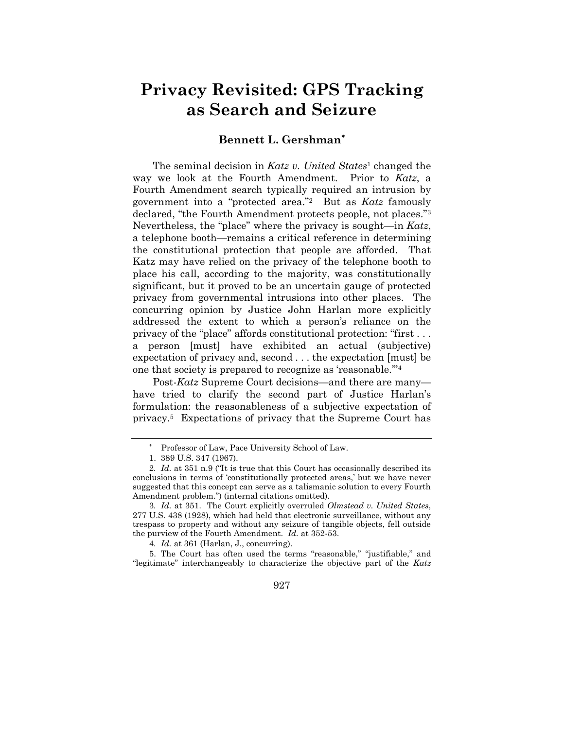# Privacy Revisited: GPS Tracking as Search and Seizure

**Bennett L. Gershman***

The seminal decision in *Katz v. United States*[1] changed the way we look at the Fourth Amendment. Prior to *Katz*, a Fourth Amendment search typically required an intrusion by government into a "protected area."[2] But as *Katz* famously declared, "the Fourth Amendment protects people, not places."[3] Nevertheless, the "place" where the privacy is sought—in *Katz*, a telephone booth—remains a critical reference in determining the constitutional protection that people are afforded. That Katz may have relied on the privacy of the telephone booth to place his call, according to the majority, was constitutionally significant, but it proved to be an uncertain gauge of protected privacy from governmental intrusions into other places. The concurring opinion by Justice John Harlan more explicitly addressed the extent to which a person's reliance on the privacy of the "place" affords constitutional protection: "first . . . a person [must] have exhibited an actual (subjective) expectation of privacy and, second . . . the expectation [must] be one that society is prepared to recognize as 'reasonable.'"[4]

Post-*Katz* Supreme Court decisions—and there are many—have tried to clarify the second part of Justice Harlan's formulation: the reasonableness of a subjective expectation of privacy.[5] Expectations of privacy that the Supreme Court has

---

\* Professor of Law, Pace University School of Law.

1. 389 U.S. 347 (1967).

2. *Id.* at 351 n.9 ("It is true that this Court has occasionally described its conclusions in terms of 'constitutionally protected areas,' but we have never suggested that this concept can serve as a talismanic solution to every Fourth Amendment problem.") (internal citations omitted).

3. *Id.* at 351. The Court explicitly overruled *Olmstead v. United States*, 277 U.S. 438 (1928), which had held that electronic surveillance, without any trespass to property and without any seizure of tangible objects, fell outside the purview of the Fourth Amendment. *Id.* at 352-53.

4. *Id.* at 361 (Harlan, J., concurring).

5. The Court has often used the terms "reasonable," "justifiable," and "legitimate" interchangeably to characterize the objective part of the *Katz*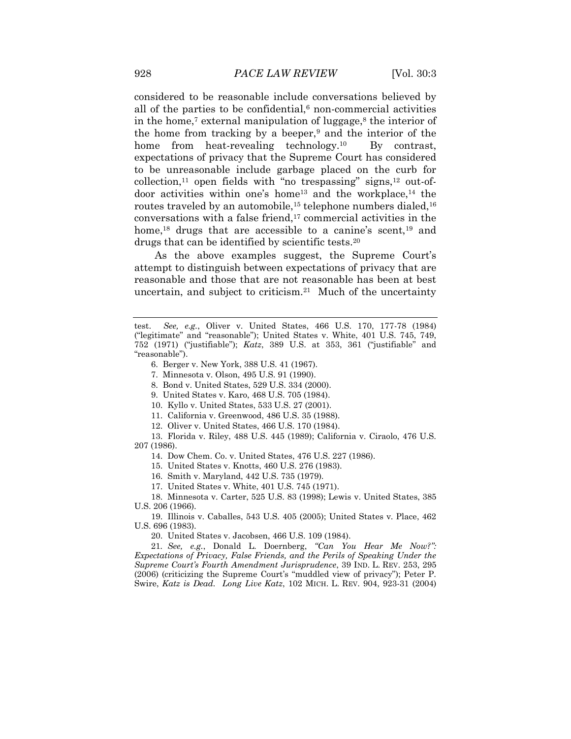considered to be reasonable include conversations believed by all of the parties to be confidential,[6] non-commercial activities in the home,[7] external manipulation of luggage,[8] the interior of the home from tracking by a beeper,[9] and the interior of the home from heat-revealing technology.[10] By contrast, expectations of privacy that the Supreme Court has considered to be unreasonable include garbage placed on the curb for collection,[11] open fields with "no trespassing" signs,[12] out-of-door activities within one's home[13] and the workplace,[14] the routes traveled by an automobile,[15] telephone numbers dialed,[16] conversations with a false friend,[17] commercial activities in the home,[18] drugs that are accessible to a canine's scent,[19] and drugs that can be identified by scientific tests.[20]

As the above examples suggest, the Supreme Court's attempt to distinguish between expectations of privacy that are reasonable and those that are not reasonable has been at best uncertain, and subject to criticism.[21] Much of the uncertainty

---

test. *See, e.g.*, Oliver v. United States, 466 U.S. 170, 177-78 (1984) ("legitimate" and "reasonable"); United States v. White, 401 U.S. 745, 749, 752 (1971) ("justifiable"); *Katz*, 389 U.S. at 353, 361 ("justifiable" and "reasonable").

6. Berger v. New York, 388 U.S. 41 (1967).

7. Minnesota v. Olson, 495 U.S. 91 (1990).

8. Bond v. United States, 529 U.S. 334 (2000).

9. United States v. Karo, 468 U.S. 705 (1984).

10. Kyllo v. United States, 533 U.S. 27 (2001).

11. California v. Greenwood, 486 U.S. 35 (1988).

12. Oliver v. United States, 466 U.S. 170 (1984).

13. Florida v. Riley, 488 U.S. 445 (1989); California v. Ciraolo, 476 U.S. 207 (1986).

14. Dow Chem. Co. v. United States, 476 U.S. 227 (1986).

15. United States v. Knotts, 460 U.S. 276 (1983).

16. Smith v. Maryland, 442 U.S. 735 (1979).

17. United States v. White, 401 U.S. 745 (1971).

18. Minnesota v. Carter, 525 U.S. 83 (1998); Lewis v. United States, 385 U.S. 206 (1966).

19. Illinois v. Caballes, 543 U.S. 405 (2005); United States v. Place, 462 U.S. 696 (1983).

20. United States v. Jacobsen, 466 U.S. 109 (1984).

21. *See, e.g.*, Donald L. Doernberg, *"Can You Hear Me Now?": Expectations of Privacy, False Friends, and the Perils of Speaking Under the Supreme Court's Fourth Amendment Jurisprudence*, 39 IND. L. REV. 253, 295 (2006) (criticizing the Supreme Court's "muddled view of privacy"); Peter P. Swire, *Katz is Dead. Long Live Katz*, 102 MICH. L. REV. 904, 923-31 (2004)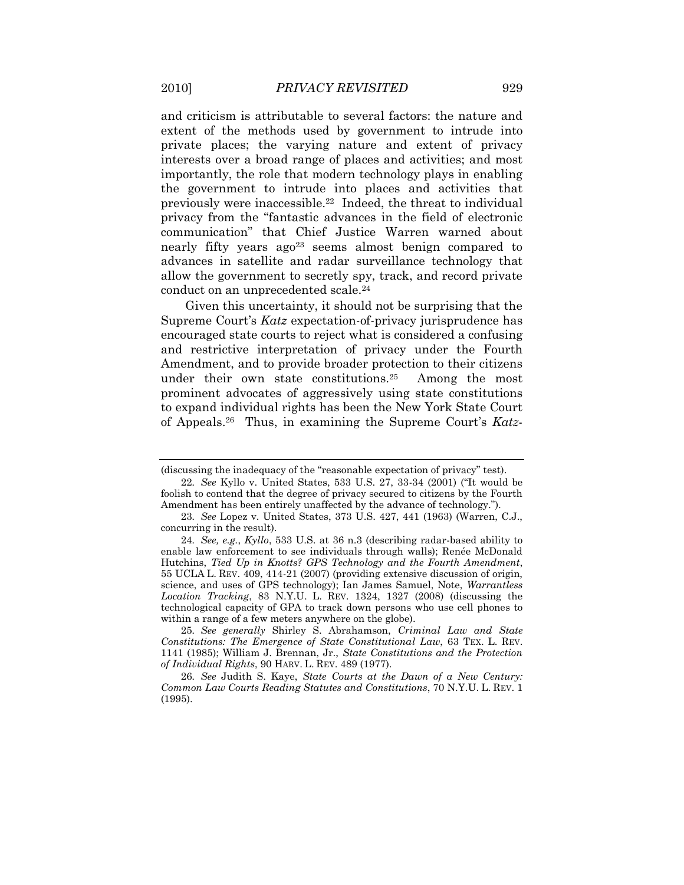and criticism is attributable to several factors: the nature and extent of the methods used by government to intrude into private places; the varying nature and extent of privacy interests over a broad range of places and activities; and most importantly, the role that modern technology plays in enabling the government to intrude into places and activities that previously were inaccessible.[22] Indeed, the threat to individual privacy from the "fantastic advances in the field of electronic communication" that Chief Justice Warren warned about nearly fifty years ago[23] seems almost benign compared to advances in satellite and radar surveillance technology that allow the government to secretly spy, track, and record private conduct on an unprecedented scale.[24]

Given this uncertainty, it should not be surprising that the Supreme Court's *Katz* expectation-of-privacy jurisprudence has encouraged state courts to reject what is considered a confusing and restrictive interpretation of privacy under the Fourth Amendment, and to provide broader protection to their citizens under their own state constitutions.[25] Among the most prominent advocates of aggressively using state constitutions to expand individual rights has been the New York State Court of Appeals.[26] Thus, in examining the Supreme Court's *Katz*-

---

(discussing the inadequacy of the "reasonable expectation of privacy" test).

22. *See* Kyllo v. United States, 533 U.S. 27, 33-34 (2001) ("It would be foolish to contend that the degree of privacy secured to citizens by the Fourth Amendment has been entirely unaffected by the advance of technology.").

23. *See* Lopez v. United States, 373 U.S. 427, 441 (1963) (Warren, C.J., concurring in the result).

24. *See, e.g.*, *Kyllo*, 533 U.S. at 36 n.3 (describing radar-based ability to enable law enforcement to see individuals through walls); Renée McDonald Hutchins, *Tied Up in Knotts? GPS Technology and the Fourth Amendment*, 55 UCLA L. REV. 409, 414-21 (2007) (providing extensive discussion of origin, science, and uses of GPS technology); Ian James Samuel, Note, *Warrantless Location Tracking*, 83 N.Y.U. L. REV. 1324, 1327 (2008) (discussing the technological capacity of GPA to track down persons who use cell phones to within a range of a few meters anywhere on the globe).

25. *See generally* Shirley S. Abrahamson, *Criminal Law and State Constitutions: The Emergence of State Constitutional Law*, 63 TEX. L. REV. 1141 (1985); William J. Brennan, Jr., *State Constitutions and the Protection of Individual Rights*, 90 HARV. L. REV. 489 (1977).

26. *See* Judith S. Kaye, *State Courts at the Dawn of a New Century: Common Law Courts Reading Statutes and Constitutions*, 70 N.Y.U. L. REV. 1 (1995).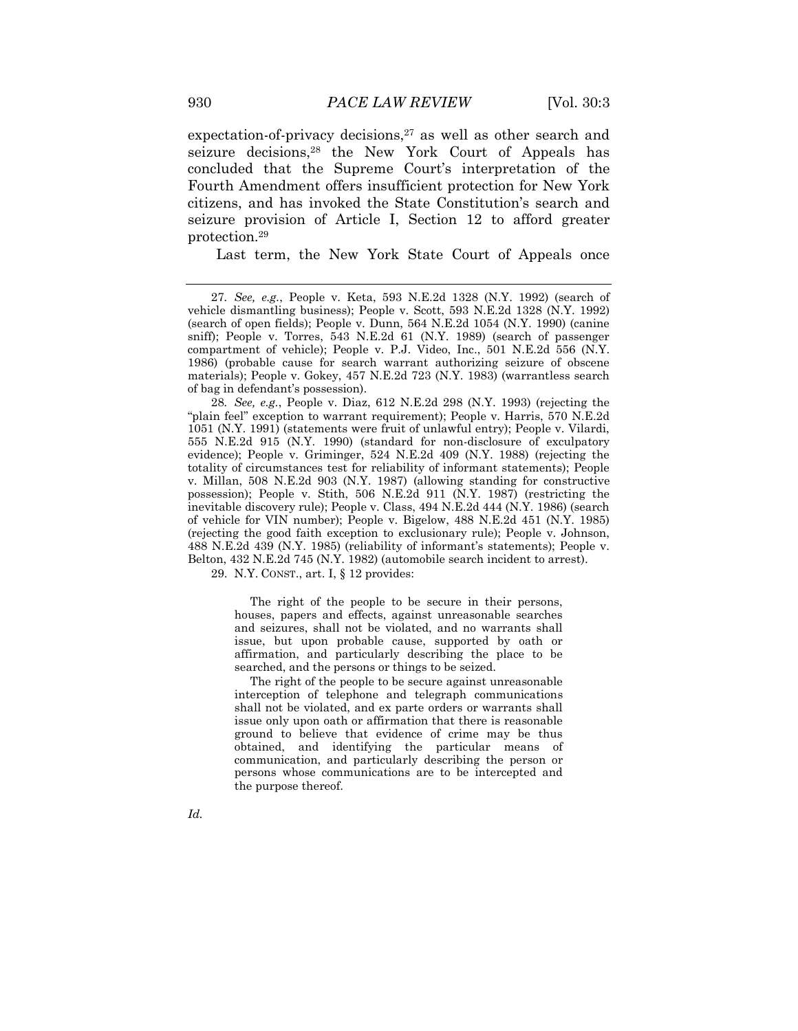expectation-of-privacy decisions,[27] as well as other search and seizure decisions,[28] the New York Court of Appeals has concluded that the Supreme Court's interpretation of the Fourth Amendment offers insufficient protection for New York citizens, and has invoked the State Constitution's search and seizure provision of Article I, Section 12 to afford greater protection.[29]

Last term, the New York State Court of Appeals once

---

27. *See, e.g.*, People v. Keta, 593 N.E.2d 1328 (N.Y. 1992) (search of vehicle dismantling business); People v. Scott, 593 N.E.2d 1328 (N.Y. 1992) (search of open fields); People v. Dunn, 564 N.E.2d 1054 (N.Y. 1990) (canine sniff); People v. Torres, 543 N.E.2d 61 (N.Y. 1989) (search of passenger compartment of vehicle); People v. P.J. Video, Inc., 501 N.E.2d 556 (N.Y. 1986) (probable cause for search warrant authorizing seizure of obscene materials); People v. Gokey, 457 N.E.2d 723 (N.Y. 1983) (warrantless search of bag in defendant's possession).

28. *See, e.g.*, People v. Diaz, 612 N.E.2d 298 (N.Y. 1993) (rejecting the "plain feel" exception to warrant requirement); People v. Harris, 570 N.E.2d 1051 (N.Y. 1991) (statements were fruit of unlawful entry); People v. Vilardi, 555 N.E.2d 915 (N.Y. 1990) (standard for non-disclosure of exculpatory evidence); People v. Griminger, 524 N.E.2d 409 (N.Y. 1988) (rejecting the totality of circumstances test for reliability of informant statements); People v. Millan, 508 N.E.2d 903 (N.Y. 1987) (allowing standing for constructive possession); People v. Stith, 506 N.E.2d 911 (N.Y. 1987) (restricting the inevitable discovery rule); People v. Class, 494 N.E.2d 444 (N.Y. 1986) (search of vehicle for VIN number); People v. Bigelow, 488 N.E.2d 451 (N.Y. 1985) (rejecting the good faith exception to exclusionary rule); People v. Johnson, 488 N.E.2d 439 (N.Y. 1985) (reliability of informant's statements); People v. Belton, 432 N.E.2d 745 (N.Y. 1982) (automobile search incident to arrest).

29. N.Y. CONST., art. I, § 12 provides:

> The right of the people to be secure in their persons, houses, papers and effects, against unreasonable searches and seizures, shall not be violated, and no warrants shall issue, but upon probable cause, supported by oath or affirmation, and particularly describing the place to be searched, and the persons or things to be seized.
>
> The right of the people to be secure against unreasonable interception of telephone and telegraph communications shall not be violated, and ex parte orders or warrants shall issue only upon oath or affirmation that there is reasonable ground to believe that evidence of crime may be thus obtained, and identifying the particular means of communication, and particularly describing the person or persons whose communications are to be intercepted and the purpose thereof.

*Id.*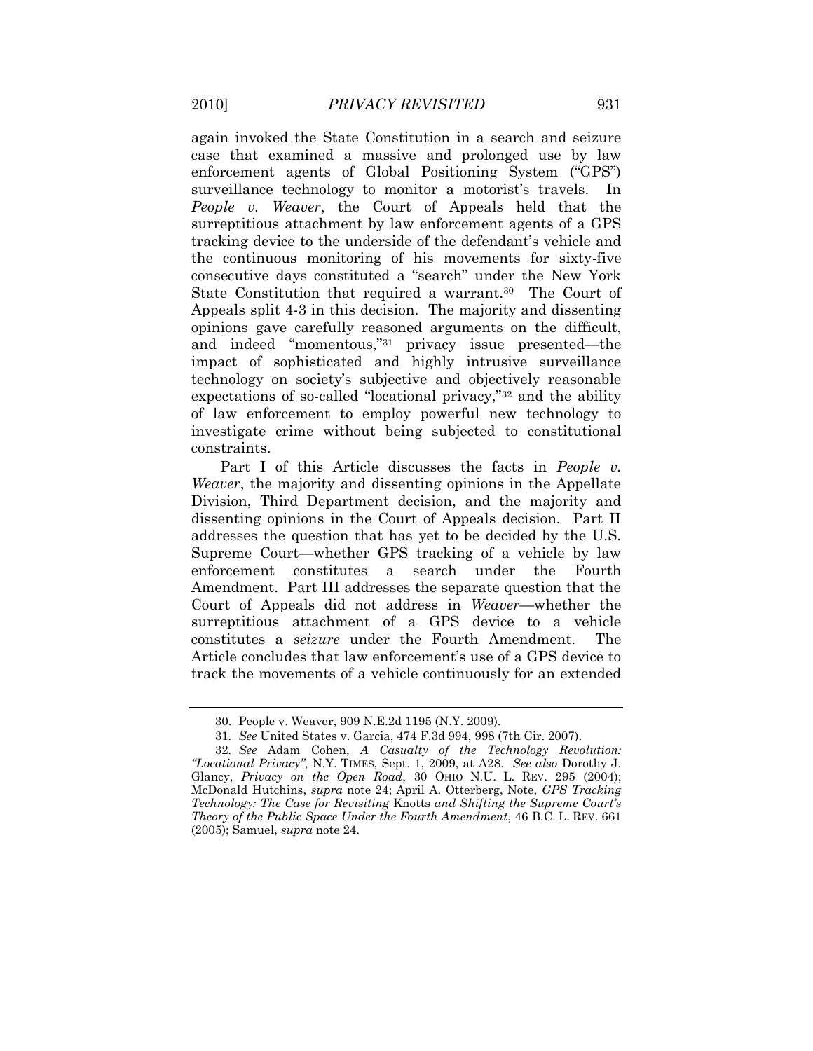again invoked the State Constitution in a search and seizure case that examined a massive and prolonged use by law enforcement agents of Global Positioning System ("GPS") surveillance technology to monitor a motorist's travels. In *People v. Weaver*, the Court of Appeals held that the surreptitious attachment by law enforcement agents of a GPS tracking device to the underside of the defendant's vehicle and the continuous monitoring of his movements for sixty-five consecutive days constituted a "search" under the New York State Constitution that required a warrant.[30] The Court of Appeals split 4-3 in this decision. The majority and dissenting opinions gave carefully reasoned arguments on the difficult, and indeed "momentous,"[31] privacy issue presented—the impact of sophisticated and highly intrusive surveillance technology on society's subjective and objectively reasonable expectations of so-called "locational privacy,"[32] and the ability of law enforcement to employ powerful new technology to investigate crime without being subjected to constitutional constraints.

Part I of this Article discusses the facts in *People v. Weaver*, the majority and dissenting opinions in the Appellate Division, Third Department decision, and the majority and dissenting opinions in the Court of Appeals decision. Part II addresses the question that has yet to be decided by the U.S. Supreme Court—whether GPS tracking of a vehicle by law enforcement constitutes a search under the Fourth Amendment. Part III addresses the separate question that the Court of Appeals did not address in *Weaver*—whether the surreptitious attachment of a GPS device to a vehicle constitutes a *seizure* under the Fourth Amendment. The Article concludes that law enforcement's use of a GPS device to track the movements of a vehicle continuously for an extended

---

30. People v. Weaver, 909 N.E.2d 1195 (N.Y. 2009).

31. *See* United States v. Garcia, 474 F.3d 994, 998 (7th Cir. 2007).

32. *See* Adam Cohen, *A Casualty of the Technology Revolution: "Locational Privacy"*, N.Y. TIMES, Sept. 1, 2009, at A28. *See also* Dorothy J. Glancy, *Privacy on the Open Road*, 30 OHIO N.U. L. REV. 295 (2004); McDonald Hutchins, *supra* note 24; April A. Otterberg, Note, *GPS Tracking Technology: The Case for Revisiting* Knotts *and Shifting the Supreme Court's Theory of the Public Space Under the Fourth Amendment*, 46 B.C. L. REV. 661 (2005); Samuel, *supra* note 24.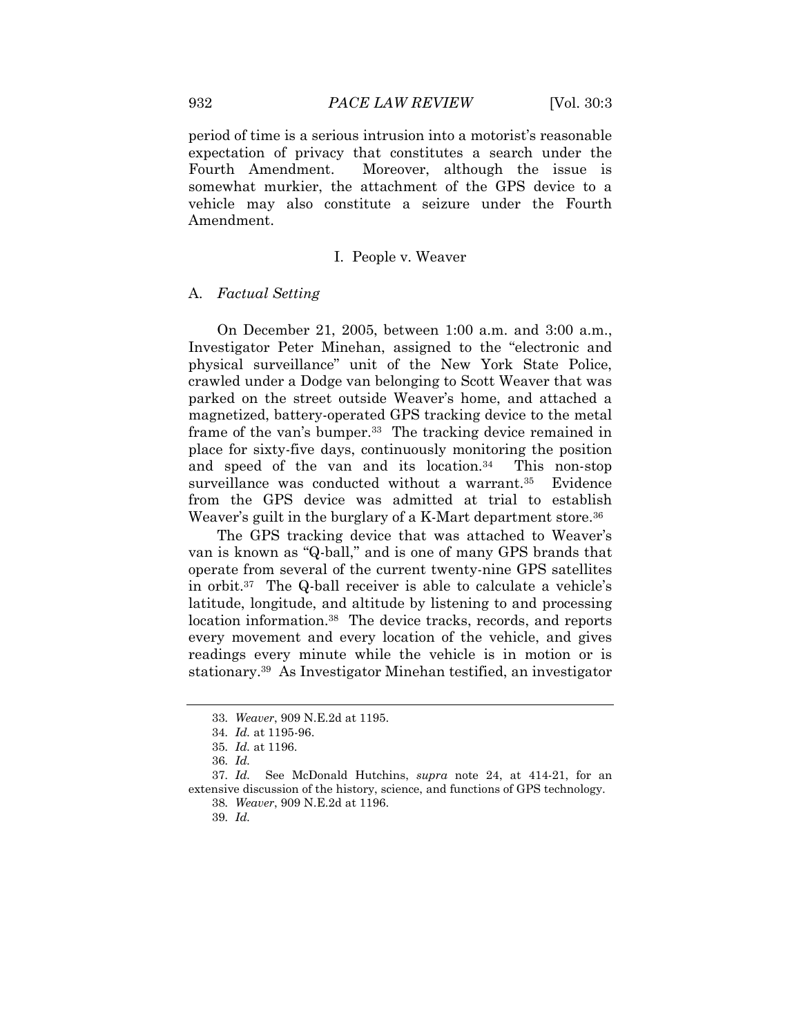period of time is a serious intrusion into a motorist's reasonable expectation of privacy that constitutes a search under the Fourth Amendment. Moreover, although the issue is somewhat murkier, the attachment of the GPS device to a vehicle may also constitute a seizure under the Fourth Amendment.

## I. People v. Weaver

### A. *Factual Setting*

On December 21, 2005, between 1:00 a.m. and 3:00 a.m., Investigator Peter Minehan, assigned to the "electronic and physical surveillance" unit of the New York State Police, crawled under a Dodge van belonging to Scott Weaver that was parked on the street outside Weaver's home, and attached a magnetized, battery-operated GPS tracking device to the metal frame of the van's bumper.[33] The tracking device remained in place for sixty-five days, continuously monitoring the position and speed of the van and its location.[34] This non-stop surveillance was conducted without a warrant.[35] Evidence from the GPS device was admitted at trial to establish Weaver's guilt in the burglary of a K-Mart department store.[36]

The GPS tracking device that was attached to Weaver's van is known as "Q-ball," and is one of many GPS brands that operate from several of the current twenty-nine GPS satellites in orbit.[37] The Q-ball receiver is able to calculate a vehicle's latitude, longitude, and altitude by listening to and processing location information.[38] The device tracks, records, and reports every movement and every location of the vehicle, and gives readings every minute while the vehicle is in motion or is stationary.[39] As Investigator Minehan testified, an investigator

---

33. *Weaver*, 909 N.E.2d at 1195.

34. *Id.* at 1195-96.

35. *Id.* at 1196.

36. *Id.*

37. *Id.* See McDonald Hutchins, *supra* note 24, at 414-21, for an extensive discussion of the history, science, and functions of GPS technology.

38. *Weaver*, 909 N.E.2d at 1196.

39. *Id.*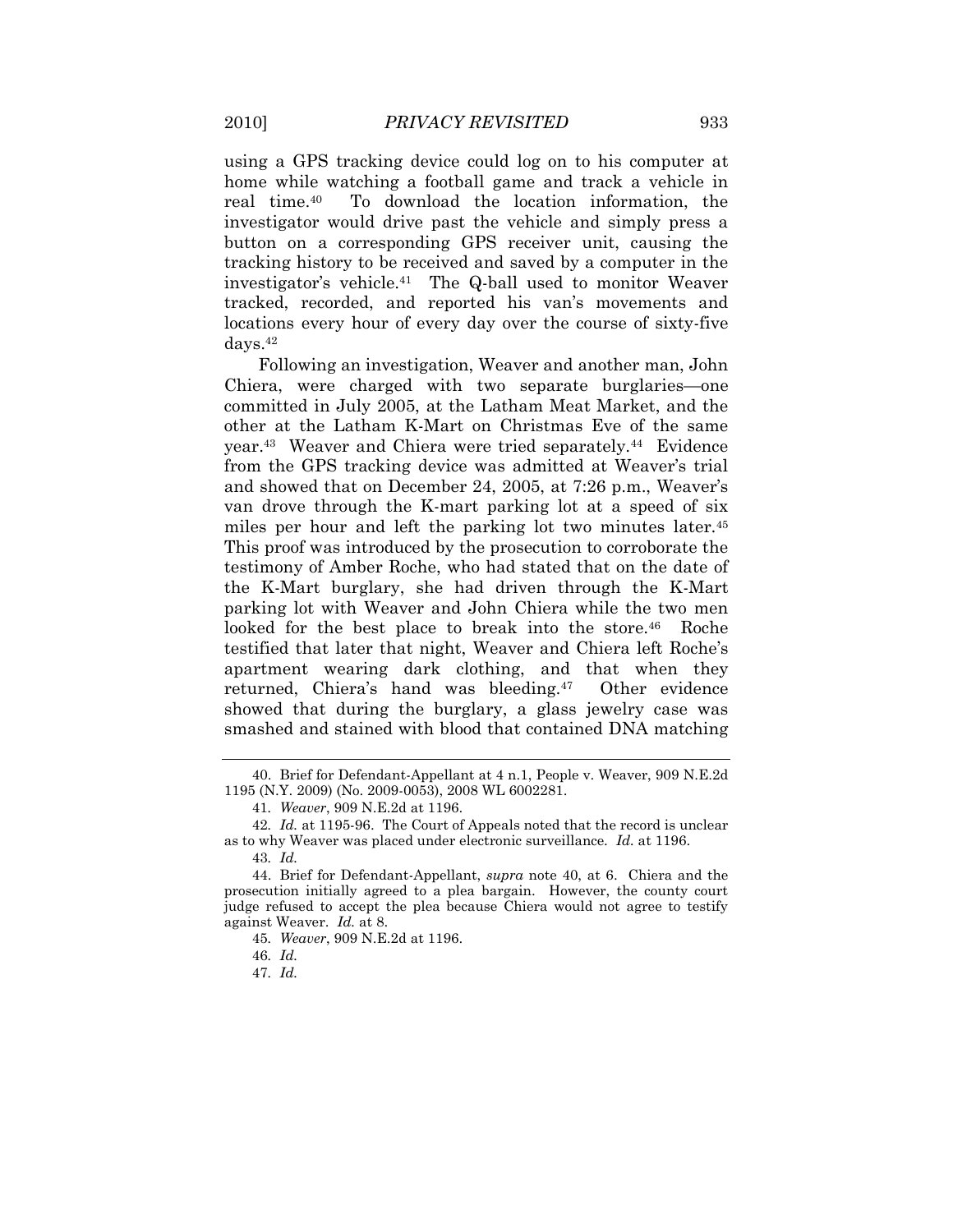using a GPS tracking device could log on to his computer at home while watching a football game and track a vehicle in real time.[40] To download the location information, the investigator would drive past the vehicle and simply press a button on a corresponding GPS receiver unit, causing the tracking history to be received and saved by a computer in the investigator's vehicle.[41] The Q-ball used to monitor Weaver tracked, recorded, and reported his van's movements and locations every hour of every day over the course of sixty-five days.[42]

Following an investigation, Weaver and another man, John Chiera, were charged with two separate burglaries—one committed in July 2005, at the Latham Meat Market, and the other at the Latham K-Mart on Christmas Eve of the same year.[43] Weaver and Chiera were tried separately.[44] Evidence from the GPS tracking device was admitted at Weaver's trial and showed that on December 24, 2005, at 7:26 p.m., Weaver's van drove through the K-mart parking lot at a speed of six miles per hour and left the parking lot two minutes later.[45] This proof was introduced by the prosecution to corroborate the testimony of Amber Roche, who had stated that on the date of the K-Mart burglary, she had driven through the K-Mart parking lot with Weaver and John Chiera while the two men looked for the best place to break into the store.[46] Roche testified that later that night, Weaver and Chiera left Roche's apartment wearing dark clothing, and that when they returned, Chiera's hand was bleeding.[47] Other evidence showed that during the burglary, a glass jewelry case was smashed and stained with blood that contained DNA matching

---

40. Brief for Defendant-Appellant at 4 n.1, People v. Weaver, 909 N.E.2d 1195 (N.Y. 2009) (No. 2009-0053), 2008 WL 6002281.

41. *Weaver*, 909 N.E.2d at 1196.

42. *Id.* at 1195-96. The Court of Appeals noted that the record is unclear as to why Weaver was placed under electronic surveillance. *Id.* at 1196.

43. *Id.*

44. Brief for Defendant-Appellant, *supra* note 40, at 6. Chiera and the prosecution initially agreed to a plea bargain. However, the county court judge refused to accept the plea because Chiera would not agree to testify against Weaver. *Id.* at 8.

45. *Weaver*, 909 N.E.2d at 1196.

46. *Id.*

47. *Id.*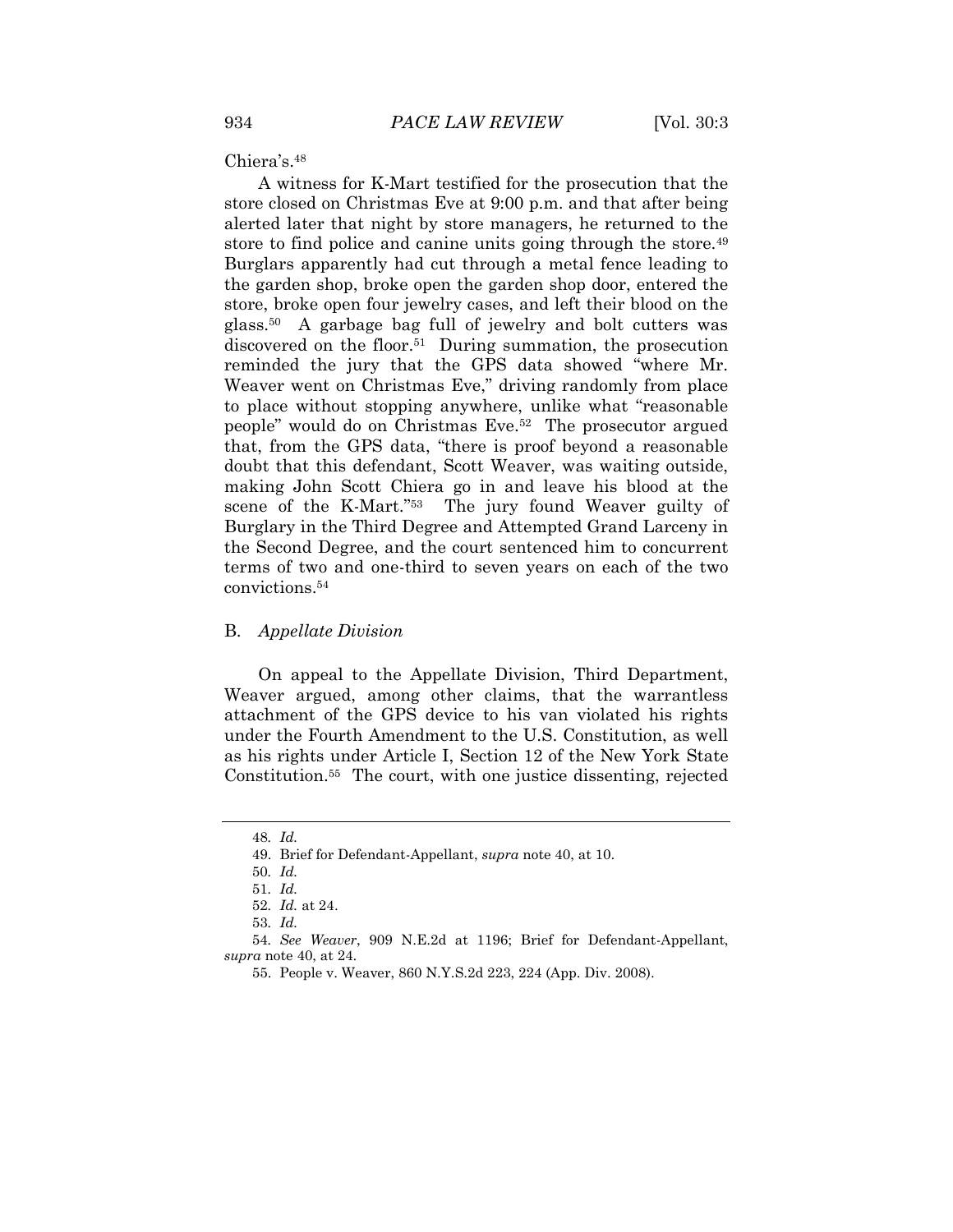Chiera's.[48]

A witness for K-Mart testified for the prosecution that the store closed on Christmas Eve at 9:00 p.m. and that after being alerted later that night by store managers, he returned to the store to find police and canine units going through the store.[49] Burglars apparently had cut through a metal fence leading to the garden shop, broke open the garden shop door, entered the store, broke open four jewelry cases, and left their blood on the glass.[50] A garbage bag full of jewelry and bolt cutters was discovered on the floor.[51] During summation, the prosecution reminded the jury that the GPS data showed "where Mr. Weaver went on Christmas Eve," driving randomly from place to place without stopping anywhere, unlike what "reasonable people" would do on Christmas Eve.[52] The prosecutor argued that, from the GPS data, "there is proof beyond a reasonable doubt that this defendant, Scott Weaver, was waiting outside, making John Scott Chiera go in and leave his blood at the scene of the K-Mart."[53] The jury found Weaver guilty of Burglary in the Third Degree and Attempted Grand Larceny in the Second Degree, and the court sentenced him to concurrent terms of two and one-third to seven years on each of the two convictions.[54]

### B. *Appellate Division*

On appeal to the Appellate Division, Third Department, Weaver argued, among other claims, that the warrantless attachment of the GPS device to his van violated his rights under the Fourth Amendment to the U.S. Constitution, as well as his rights under Article I, Section 12 of the New York State Constitution.[55] The court, with one justice dissenting, rejected

---

48. *Id.*

49. Brief for Defendant-Appellant, *supra* note 40, at 10.

50. *Id.*

51. *Id.*

52. *Id.* at 24.

53. *Id.*

54. *See Weaver*, 909 N.E.2d at 1196; Brief for Defendant-Appellant, *supra* note 40, at 24.

55. People v. Weaver, 860 N.Y.S.2d 223, 224 (App. Div. 2008).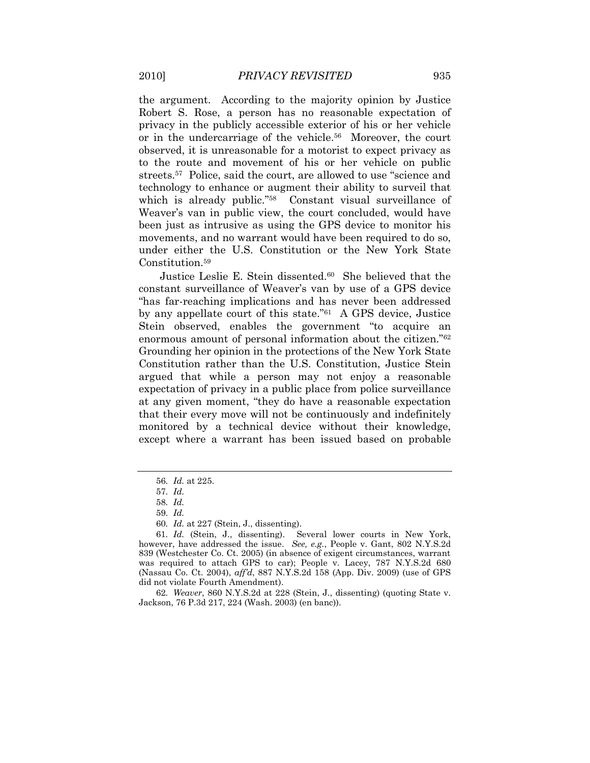the argument. According to the majority opinion by Justice Robert S. Rose, a person has no reasonable expectation of privacy in the publicly accessible exterior of his or her vehicle or in the undercarriage of the vehicle.[56] Moreover, the court observed, it is unreasonable for a motorist to expect privacy as to the route and movement of his or her vehicle on public streets.[57] Police, said the court, are allowed to use "science and technology to enhance or augment their ability to surveil that which is already public."[58] Constant visual surveillance of Weaver's van in public view, the court concluded, would have been just as intrusive as using the GPS device to monitor his movements, and no warrant would have been required to do so, under either the U.S. Constitution or the New York State Constitution.[59]

Justice Leslie E. Stein dissented.[60] She believed that the constant surveillance of Weaver's van by use of a GPS device "has far-reaching implications and has never been addressed by any appellate court of this state."[61] A GPS device, Justice Stein observed, enables the government "to acquire an enormous amount of personal information about the citizen."[62] Grounding her opinion in the protections of the New York State Constitution rather than the U.S. Constitution, Justice Stein argued that while a person may not enjoy a reasonable expectation of privacy in a public place from police surveillance at any given moment, "they do have a reasonable expectation that their every move will not be continuously and indefinitely monitored by a technical device without their knowledge, except where a warrant has been issued based on probable

---

56. *Id.* at 225.

57. *Id.*

58. *Id.*

59. *Id.*

60. *Id.* at 227 (Stein, J., dissenting).

61. *Id.* (Stein, J., dissenting). Several lower courts in New York, however, have addressed the issue. *See, e.g.*, People v. Gant, 802 N.Y.S.2d 839 (Westchester Co. Ct. 2005) (in absence of exigent circumstances, warrant was required to attach GPS to car); People v. Lacey, 787 N.Y.S.2d 680 (Nassau Co. Ct. 2004), *aff'd*, 887 N.Y.S.2d 158 (App. Div. 2009) (use of GPS did not violate Fourth Amendment).

62. *Weaver*, 860 N.Y.S.2d at 228 (Stein, J., dissenting) (quoting State v. Jackson, 76 P.3d 217, 224 (Wash. 2003) (en banc)).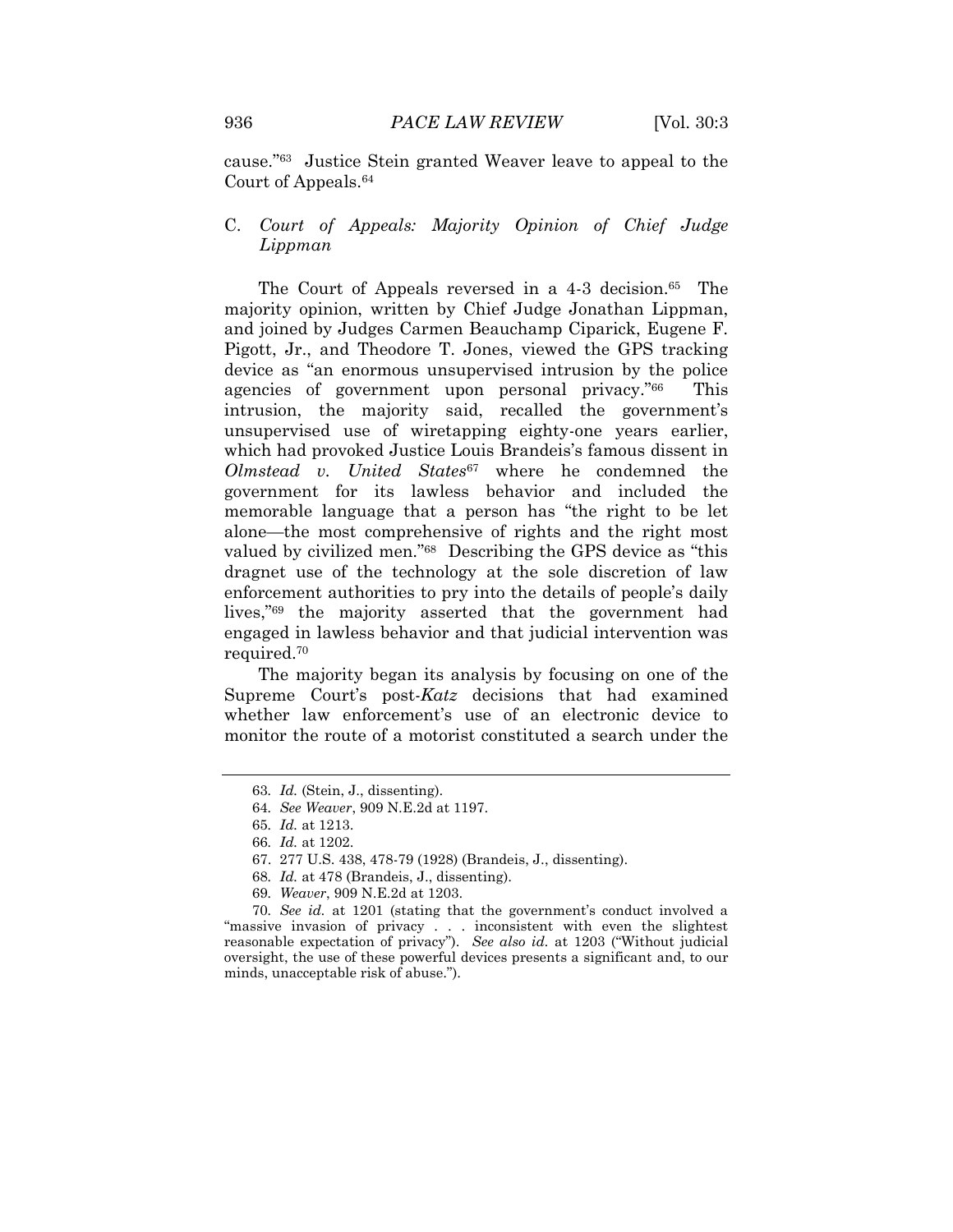cause."[63] Justice Stein granted Weaver leave to appeal to the Court of Appeals.[64]

### C. *Court of Appeals: Majority Opinion of Chief Judge Lippman*

The Court of Appeals reversed in a 4-3 decision.[65] The majority opinion, written by Chief Judge Jonathan Lippman, and joined by Judges Carmen Beauchamp Ciparick, Eugene F. Pigott, Jr., and Theodore T. Jones, viewed the GPS tracking device as "an enormous unsupervised intrusion by the police agencies of government upon personal privacy."[66] This intrusion, the majority said, recalled the government's unsupervised use of wiretapping eighty-one years earlier, which had provoked Justice Louis Brandeis's famous dissent in *Olmstead v. United States*[67] where he condemned the government for its lawless behavior and included the memorable language that a person has "the right to be let alone—the most comprehensive of rights and the right most valued by civilized men."[68] Describing the GPS device as "this dragnet use of the technology at the sole discretion of law enforcement authorities to pry into the details of people's daily lives,"[69] the majority asserted that the government had engaged in lawless behavior and that judicial intervention was required.[70]

The majority began its analysis by focusing on one of the Supreme Court's post-*Katz* decisions that had examined whether law enforcement's use of an electronic device to monitor the route of a motorist constituted a search under the

---

63. *Id.* (Stein, J., dissenting).

64. *See Weaver*, 909 N.E.2d at 1197.

65. *Id.* at 1213.

66. *Id.* at 1202.

67. 277 U.S. 438, 478-79 (1928) (Brandeis, J., dissenting).

68. *Id.* at 478 (Brandeis, J., dissenting).

69. *Weaver*, 909 N.E.2d at 1203.

70. *See id.* at 1201 (stating that the government's conduct involved a "massive invasion of privacy . . . inconsistent with even the slightest reasonable expectation of privacy"). *See also id.* at 1203 ("Without judicial oversight, the use of these powerful devices presents a significant and, to our minds, unacceptable risk of abuse.").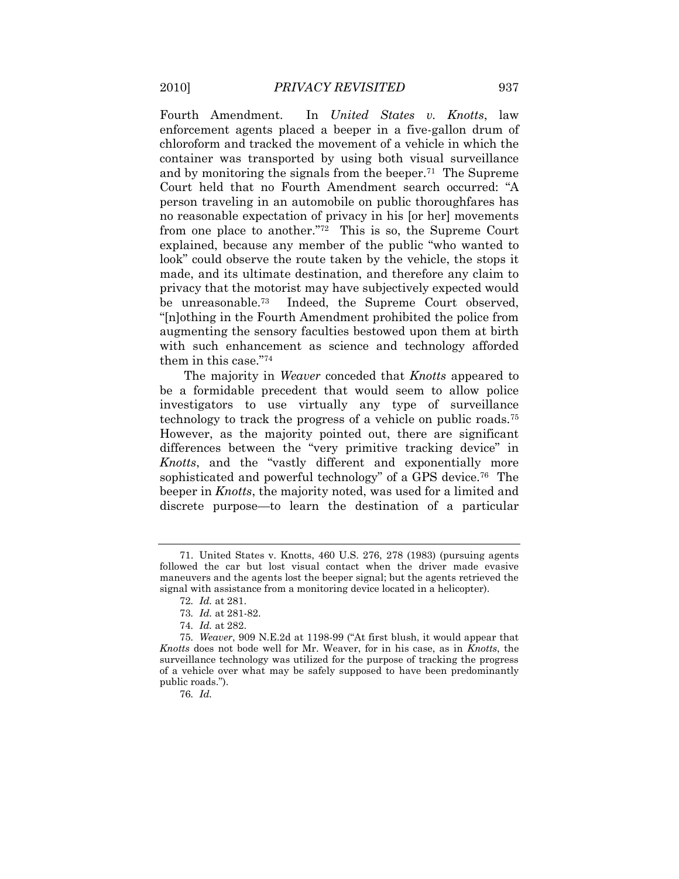Fourth Amendment. In *United States v. Knotts*, law enforcement agents placed a beeper in a five-gallon drum of chloroform and tracked the movement of a vehicle in which the container was transported by using both visual surveillance and by monitoring the signals from the beeper.[71] The Supreme Court held that no Fourth Amendment search occurred: "A person traveling in an automobile on public thoroughfares has no reasonable expectation of privacy in his [or her] movements from one place to another."[72] This is so, the Supreme Court explained, because any member of the public "who wanted to look" could observe the route taken by the vehicle, the stops it made, and its ultimate destination, and therefore any claim to privacy that the motorist may have subjectively expected would be unreasonable.[73] Indeed, the Supreme Court observed, "[n]othing in the Fourth Amendment prohibited the police from augmenting the sensory faculties bestowed upon them at birth with such enhancement as science and technology afforded them in this case."[74]

The majority in *Weaver* conceded that *Knotts* appeared to be a formidable precedent that would seem to allow police investigators to use virtually any type of surveillance technology to track the progress of a vehicle on public roads.[75] However, as the majority pointed out, there are significant differences between the "very primitive tracking device" in *Knotts*, and the "vastly different and exponentially more sophisticated and powerful technology" of a GPS device.[76] The beeper in *Knotts*, the majority noted, was used for a limited and discrete purpose—to learn the destination of a particular

---

71. United States v. Knotts, 460 U.S. 276, 278 (1983) (pursuing agents followed the car but lost visual contact when the driver made evasive maneuvers and the agents lost the beeper signal; but the agents retrieved the signal with assistance from a monitoring device located in a helicopter).

72. *Id.* at 281.

73. *Id.* at 281-82.

74. *Id.* at 282.

75. *Weaver*, 909 N.E.2d at 1198-99 ("At first blush, it would appear that *Knotts* does not bode well for Mr. Weaver, for in his case, as in *Knotts*, the surveillance technology was utilized for the purpose of tracking the progress of a vehicle over what may be safely supposed to have been predominantly public roads.").

76. *Id.*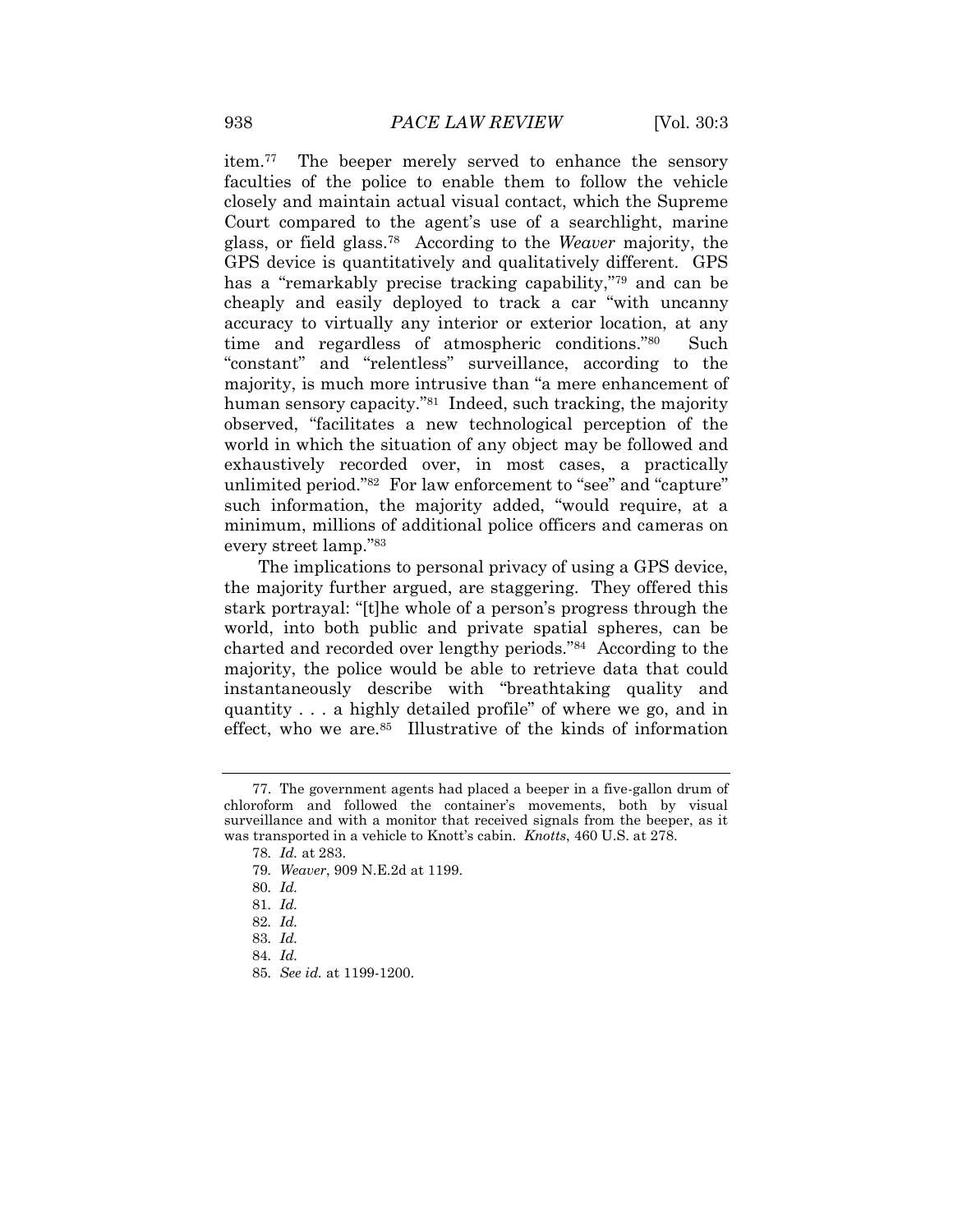item.[77] The beeper merely served to enhance the sensory faculties of the police to enable them to follow the vehicle closely and maintain actual visual contact, which the Supreme Court compared to the agent's use of a searchlight, marine glass, or field glass.[78] According to the *Weaver* majority, the GPS device is quantitatively and qualitatively different. GPS has a "remarkably precise tracking capability,"[79] and can be cheaply and easily deployed to track a car "with uncanny accuracy to virtually any interior or exterior location, at any time and regardless of atmospheric conditions."[80] Such "constant" and "relentless" surveillance, according to the majority, is much more intrusive than "a mere enhancement of human sensory capacity."[81] Indeed, such tracking, the majority observed, "facilitates a new technological perception of the world in which the situation of any object may be followed and exhaustively recorded over, in most cases, a practically unlimited period."[82] For law enforcement to "see" and "capture" such information, the majority added, "would require, at a minimum, millions of additional police officers and cameras on every street lamp."[83]

The implications to personal privacy of using a GPS device, the majority further argued, are staggering. They offered this stark portrayal: "[t]he whole of a person's progress through the world, into both public and private spatial spheres, can be charted and recorded over lengthy periods."[84] According to the majority, the police would be able to retrieve data that could instantaneously describe with "breathtaking quality and quantity . . . a highly detailed profile" of where we go, and in effect, who we are.[85] Illustrative of the kinds of information

---

77. The government agents had placed a beeper in a five-gallon drum of chloroform and followed the container's movements, both by visual surveillance and with a monitor that received signals from the beeper, as it was transported in a vehicle to Knott's cabin. *Knotts*, 460 U.S. at 278.

78. *Id.* at 283.

79. *Weaver*, 909 N.E.2d at 1199.

80. *Id.*

81. *Id.*

82. *Id.*

83. *Id.*

84. *Id.*

85. *See id.* at 1199-1200.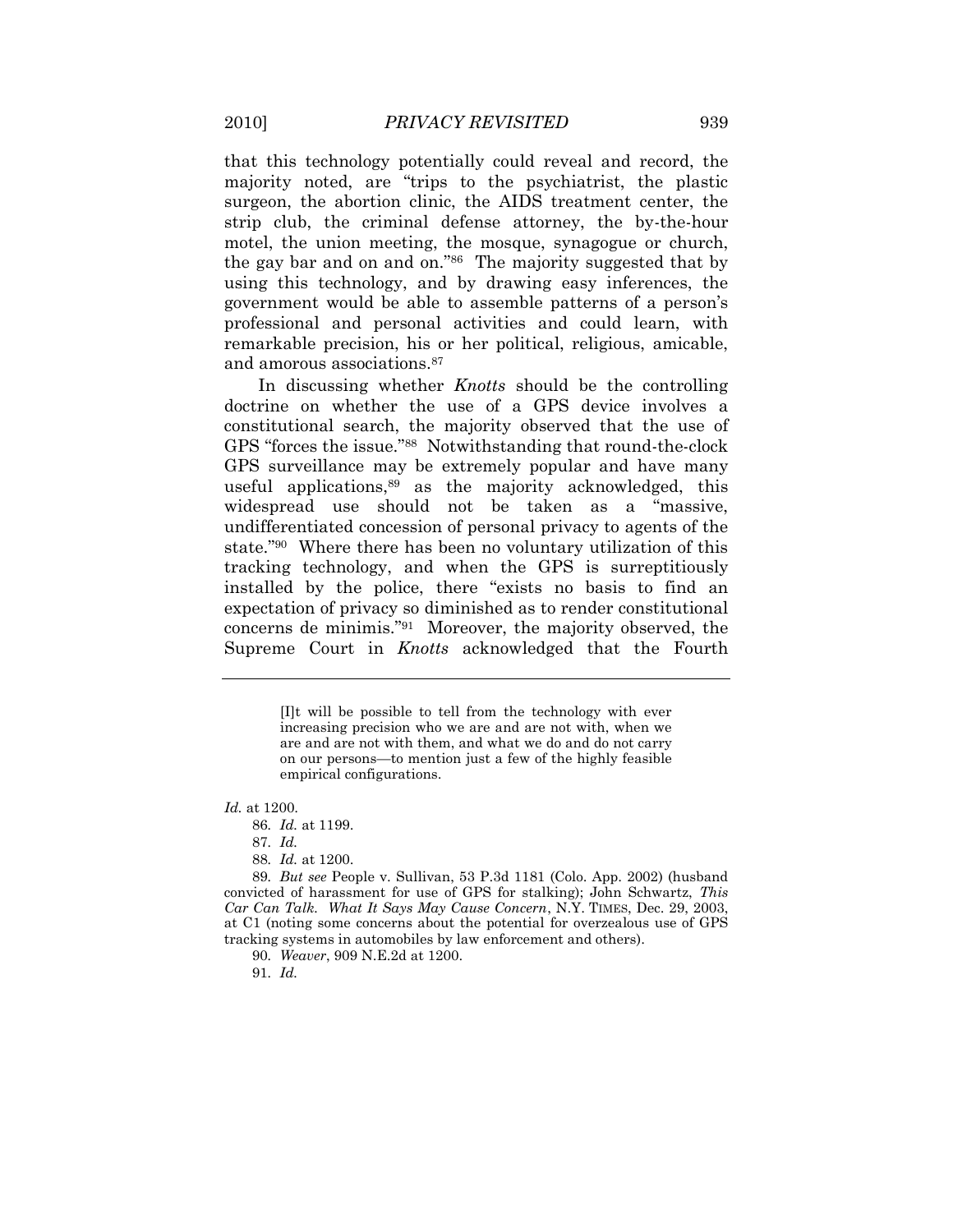that this technology potentially could reveal and record, the majority noted, are "trips to the psychiatrist, the plastic surgeon, the abortion clinic, the AIDS treatment center, the strip club, the criminal defense attorney, the by-the-hour motel, the union meeting, the mosque, synagogue or church, the gay bar and on and on."[86] The majority suggested that by using this technology, and by drawing easy inferences, the government would be able to assemble patterns of a person's professional and personal activities and could learn, with remarkable precision, his or her political, religious, amicable, and amorous associations.[87]

In discussing whether *Knotts* should be the controlling doctrine on whether the use of a GPS device involves a constitutional search, the majority observed that the use of GPS "forces the issue."[88] Notwithstanding that round-the-clock GPS surveillance may be extremely popular and have many useful applications,[89] as the majority acknowledged, this widespread use should not be taken as a "massive, undifferentiated concession of personal privacy to agents of the state."[90] Where there has been no voluntary utilization of this tracking technology, and when the GPS is surreptitiously installed by the police, there "exists no basis to find an expectation of privacy so diminished as to render constitutional concerns de minimis."[91] Moreover, the majority observed, the Supreme Court in *Knotts* acknowledged that the Fourth

---

> [I]t will be possible to tell from the technology with ever increasing precision who we are and are not with, when we are and are not with them, and what we do and do not carry on our persons—to mention just a few of the highly feasible empirical configurations.

*Id.* at 1200.

86. *Id.* at 1199.

87. *Id.*

88. *Id.* at 1200.

89. *But see* People v. Sullivan, 53 P.3d 1181 (Colo. App. 2002) (husband convicted of harassment for use of GPS for stalking); John Schwartz, *This Car Can Talk. What It Says May Cause Concern*, N.Y. TIMES, Dec. 29, 2003, at C1 (noting some concerns about the potential for overzealous use of GPS tracking systems in automobiles by law enforcement and others).

90. *Weaver*, 909 N.E.2d at 1200.

91. *Id.*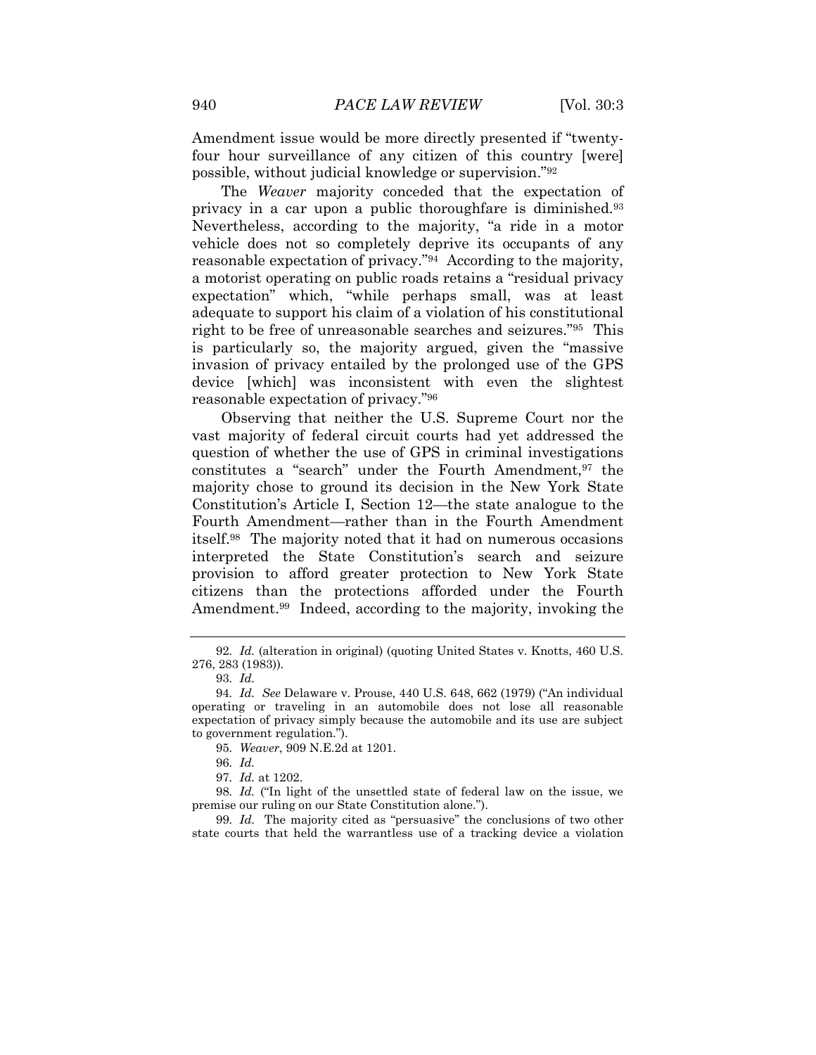Amendment issue would be more directly presented if "twenty-four hour surveillance of any citizen of this country [were] possible, without judicial knowledge or supervision."[92]

The *Weaver* majority conceded that the expectation of privacy in a car upon a public thoroughfare is diminished.[93] Nevertheless, according to the majority, "a ride in a motor vehicle does not so completely deprive its occupants of any reasonable expectation of privacy."[94] According to the majority, a motorist operating on public roads retains a "residual privacy expectation" which, "while perhaps small, was at least adequate to support his claim of a violation of his constitutional right to be free of unreasonable searches and seizures."[95] This is particularly so, the majority argued, given the "massive invasion of privacy entailed by the prolonged use of the GPS device [which] was inconsistent with even the slightest reasonable expectation of privacy."[96]

Observing that neither the U.S. Supreme Court nor the vast majority of federal circuit courts had yet addressed the question of whether the use of GPS in criminal investigations constitutes a "search" under the Fourth Amendment,[97] the majority chose to ground its decision in the New York State Constitution's Article I, Section 12—the state analogue to the Fourth Amendment—rather than in the Fourth Amendment itself.[98] The majority noted that it had on numerous occasions interpreted the State Constitution's search and seizure provision to afford greater protection to New York State citizens than the protections afforded under the Fourth Amendment.[99] Indeed, according to the majority, invoking the

---

92. *Id.* (alteration in original) (quoting United States v. Knotts, 460 U.S. 276, 283 (1983)).

93. *Id.*

94. *Id. See* Delaware v. Prouse, 440 U.S. 648, 662 (1979) ("An individual operating or traveling in an automobile does not lose all reasonable expectation of privacy simply because the automobile and its use are subject to government regulation.").

95. *Weaver*, 909 N.E.2d at 1201.

96. *Id.*

97. *Id.* at 1202.

98. *Id.* ("In light of the unsettled state of federal law on the issue, we premise our ruling on our State Constitution alone.").

99. *Id.* The majority cited as "persuasive" the conclusions of two other state courts that held the warrantless use of a tracking device a violation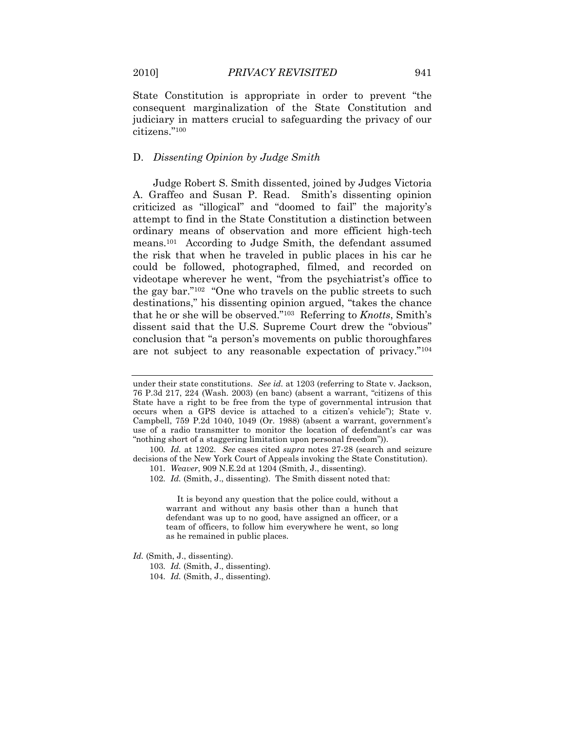State Constitution is appropriate in order to prevent "the consequent marginalization of the State Constitution and judiciary in matters crucial to safeguarding the privacy of our citizens."[100]

### D. *Dissenting Opinion by Judge Smith*

Judge Robert S. Smith dissented, joined by Judges Victoria A. Graffeo and Susan P. Read. Smith's dissenting opinion criticized as "illogical" and "doomed to fail" the majority's attempt to find in the State Constitution a distinction between ordinary means of observation and more efficient high-tech means.[101] According to Judge Smith, the defendant assumed the risk that when he traveled in public places in his car he could be followed, photographed, filmed, and recorded on videotape wherever he went, "from the psychiatrist's office to the gay bar."[102] "One who travels on the public streets to such destinations," his dissenting opinion argued, "takes the chance that he or she will be observed."[103] Referring to *Knotts*, Smith's dissent said that the U.S. Supreme Court drew the "obvious" conclusion that "a person's movements on public thoroughfares are not subject to any reasonable expectation of privacy."[104]

---

under their state constitutions. *See id.* at 1203 (referring to State v. Jackson, 76 P.3d 217, 224 (Wash. 2003) (en banc) (absent a warrant, "citizens of this State have a right to be free from the type of governmental intrusion that occurs when a GPS device is attached to a citizen's vehicle"); State v. Campbell, 759 P.2d 1040, 1049 (Or. 1988) (absent a warrant, government's use of a radio transmitter to monitor the location of defendant's car was "nothing short of a staggering limitation upon personal freedom")).

100. *Id.* at 1202. *See* cases cited *supra* notes 27-28 (search and seizure decisions of the New York Court of Appeals invoking the State Constitution).

101. *Weaver*, 909 N.E.2d at 1204 (Smith, J., dissenting).

102. *Id.* (Smith, J., dissenting). The Smith dissent noted that:

> It is beyond any question that the police could, without a warrant and without any basis other than a hunch that defendant was up to no good, have assigned an officer, or a team of officers, to follow him everywhere he went, so long as he remained in public places.

*Id.* (Smith, J., dissenting).

103. *Id.* (Smith, J., dissenting).

104. *Id.* (Smith, J., dissenting).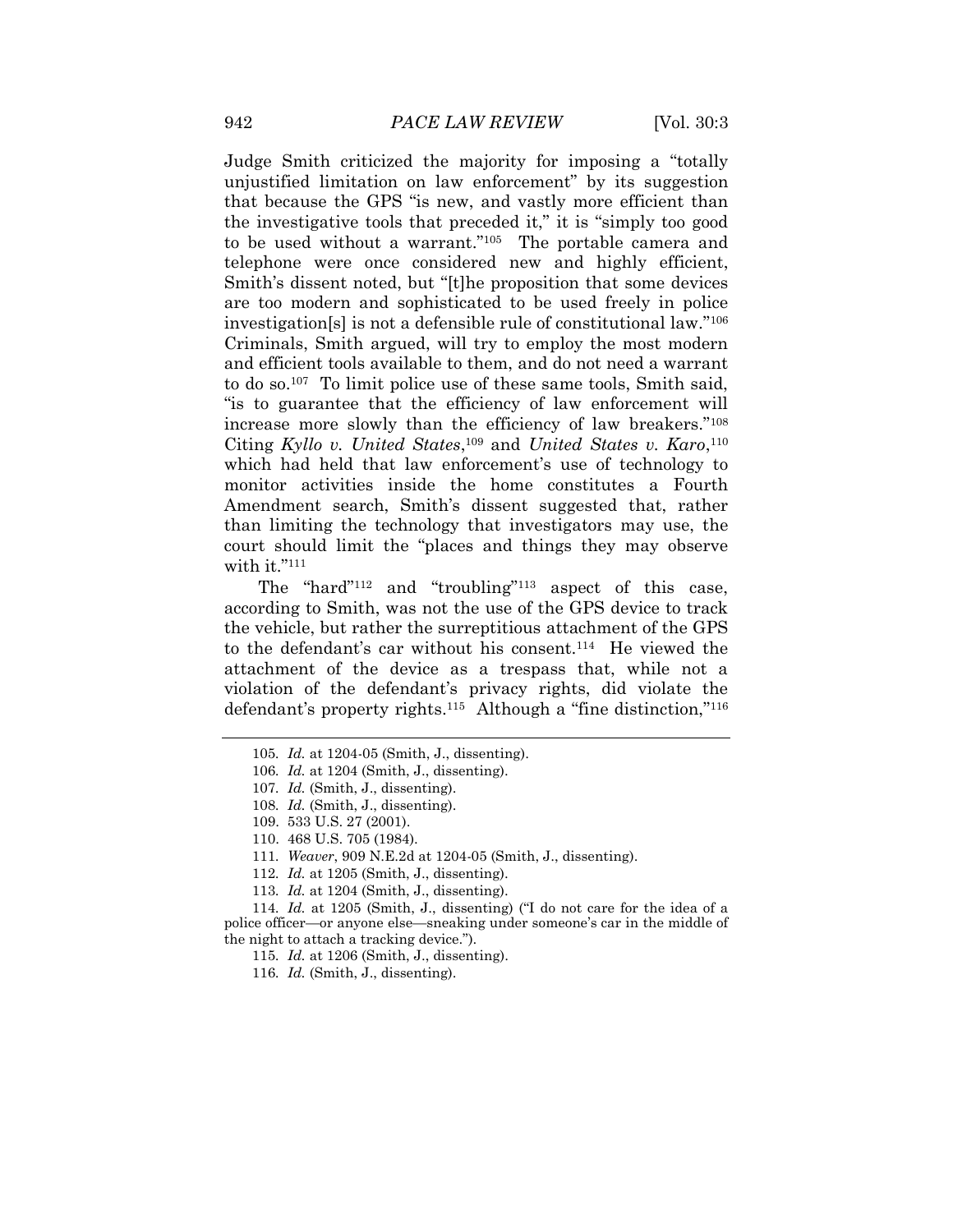Judge Smith criticized the majority for imposing a "totally unjustified limitation on law enforcement" by its suggestion that because the GPS "is new, and vastly more efficient than the investigative tools that preceded it," it is "simply too good to be used without a warrant."[105] The portable camera and telephone were once considered new and highly efficient, Smith's dissent noted, but "[t]he proposition that some devices are too modern and sophisticated to be used freely in police investigation[s] is not a defensible rule of constitutional law."[106] Criminals, Smith argued, will try to employ the most modern and efficient tools available to them, and do not need a warrant to do so.[107] To limit police use of these same tools, Smith said, "is to guarantee that the efficiency of law enforcement will increase more slowly than the efficiency of law breakers."[108] Citing *Kyllo v. United States*,[109] and *United States v. Karo*,[110] which had held that law enforcement's use of technology to monitor activities inside the home constitutes a Fourth Amendment search, Smith's dissent suggested that, rather than limiting the technology that investigators may use, the court should limit the "places and things they may observe with it."[111]

The "hard"[112] and "troubling"[113] aspect of this case, according to Smith, was not the use of the GPS device to track the vehicle, but rather the surreptitious attachment of the GPS to the defendant's car without his consent.[114] He viewed the attachment of the device as a trespass that, while not a violation of the defendant's privacy rights, did violate the defendant's property rights.[115] Although a "fine distinction,"[116]

---

105. *Id.* at 1204-05 (Smith, J., dissenting).

106. *Id.* at 1204 (Smith, J., dissenting).

107. *Id.* (Smith, J., dissenting).

108. *Id.* (Smith, J., dissenting).

109. 533 U.S. 27 (2001).

110. 468 U.S. 705 (1984).

111. *Weaver*, 909 N.E.2d at 1204-05 (Smith, J., dissenting).

112. *Id.* at 1205 (Smith, J., dissenting).

113. *Id.* at 1204 (Smith, J., dissenting).

114. *Id.* at 1205 (Smith, J., dissenting) ("I do not care for the idea of a police officer—or anyone else—sneaking under someone's car in the middle of the night to attach a tracking device.").

115. *Id.* at 1206 (Smith, J., dissenting).

116. *Id.* (Smith, J., dissenting).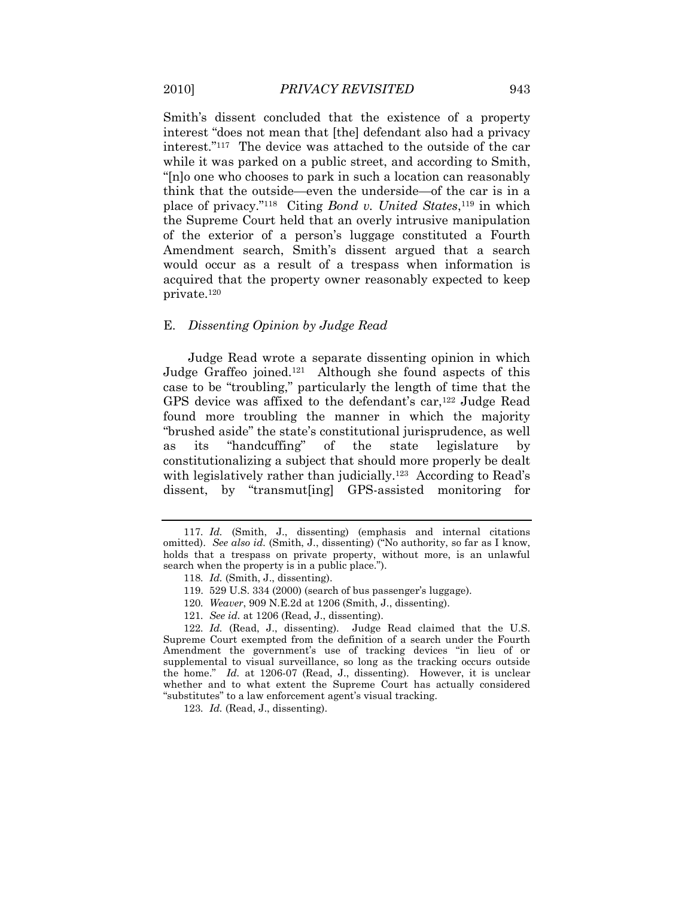Smith's dissent concluded that the existence of a property interest "does not mean that [the] defendant also had a privacy interest."[117] The device was attached to the outside of the car while it was parked on a public street, and according to Smith, "[n]o one who chooses to park in such a location can reasonably think that the outside—even the underside—of the car is in a place of privacy."[118] Citing *Bond v. United States*,[119] in which the Supreme Court held that an overly intrusive manipulation of the exterior of a person's luggage constituted a Fourth Amendment search, Smith's dissent argued that a search would occur as a result of a trespass when information is acquired that the property owner reasonably expected to keep private.[120]

### E. *Dissenting Opinion by Judge Read*

Judge Read wrote a separate dissenting opinion in which Judge Graffeo joined.[121] Although she found aspects of this case to be "troubling," particularly the length of time that the GPS device was affixed to the defendant's car,[122] Judge Read found more troubling the manner in which the majority "brushed aside" the state's constitutional jurisprudence, as well as its "handcuffing" of the state legislature by constitutionalizing a subject that should more properly be dealt with legislatively rather than judicially.[123] According to Read's dissent, by "transmut[ing] GPS-assisted monitoring for

---

117. *Id.* (Smith, J., dissenting) (emphasis and internal citations omitted). *See also id.* (Smith, J., dissenting) ("No authority, so far as I know, holds that a trespass on private property, without more, is an unlawful search when the property is in a public place.").

118. *Id.* (Smith, J., dissenting).

119. 529 U.S. 334 (2000) (search of bus passenger's luggage).

120. *Weaver*, 909 N.E.2d at 1206 (Smith, J., dissenting).

121. *See id.* at 1206 (Read, J., dissenting).

122. *Id.* (Read, J., dissenting). Judge Read claimed that the U.S. Supreme Court exempted from the definition of a search under the Fourth Amendment the government's use of tracking devices "in lieu of or supplemental to visual surveillance, so long as the tracking occurs outside the home." *Id.* at 1206-07 (Read, J., dissenting). However, it is unclear whether and to what extent the Supreme Court has actually considered "substitutes" to a law enforcement agent's visual tracking.

123. *Id.* (Read, J., dissenting).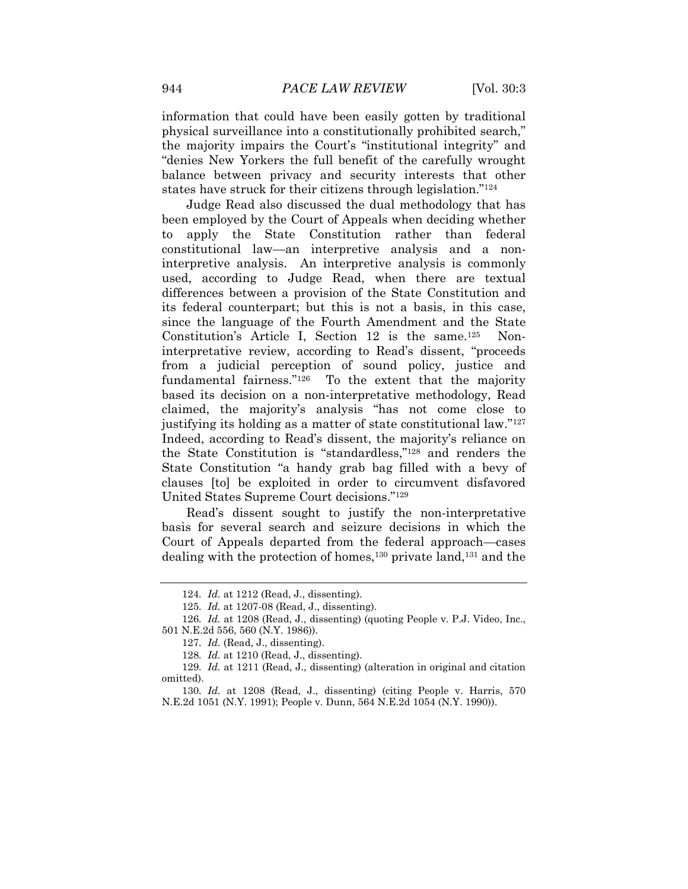information that could have been easily gotten by traditional physical surveillance into a constitutionally prohibited search," the majority impairs the Court's "institutional integrity" and "denies New Yorkers the full benefit of the carefully wrought balance between privacy and security interests that other states have struck for their citizens through legislation."[124]

Judge Read also discussed the dual methodology that has been employed by the Court of Appeals when deciding whether to apply the State Constitution rather than federal constitutional law—an interpretive analysis and a non-interpretive analysis. An interpretive analysis is commonly used, according to Judge Read, when there are textual differences between a provision of the State Constitution and its federal counterpart; but this is not a basis, in this case, since the language of the Fourth Amendment and the State Constitution's Article I, Section 12 is the same.[125] Non-interpretative review, according to Read's dissent, "proceeds from a judicial perception of sound policy, justice and fundamental fairness."[126] To the extent that the majority based its decision on a non-interpretative methodology, Read claimed, the majority's analysis "has not come close to justifying its holding as a matter of state constitutional law."[127] Indeed, according to Read's dissent, the majority's reliance on the State Constitution is "standardless,"[128] and renders the State Constitution "a handy grab bag filled with a bevy of clauses [to] be exploited in order to circumvent disfavored United States Supreme Court decisions."[129]

Read's dissent sought to justify the non-interpretative basis for several search and seizure decisions in which the Court of Appeals departed from the federal approach—cases dealing with the protection of homes,[130] private land,[131] and the

---

124. *Id.* at 1212 (Read, J., dissenting).

125. *Id.* at 1207-08 (Read, J., dissenting).

126. *Id.* at 1208 (Read, J., dissenting) (quoting People v. P.J. Video, Inc., 501 N.E.2d 556, 560 (N.Y. 1986)).

127. *Id.* (Read, J., dissenting).

128. *Id.* at 1210 (Read, J., dissenting).

129. *Id.* at 1211 (Read, J., dissenting) (alteration in original and citation omitted).

130. *Id.* at 1208 (Read, J., dissenting) (citing People v. Harris, 570 N.E.2d 1051 (N.Y. 1991); People v. Dunn, 564 N.E.2d 1054 (N.Y. 1990)).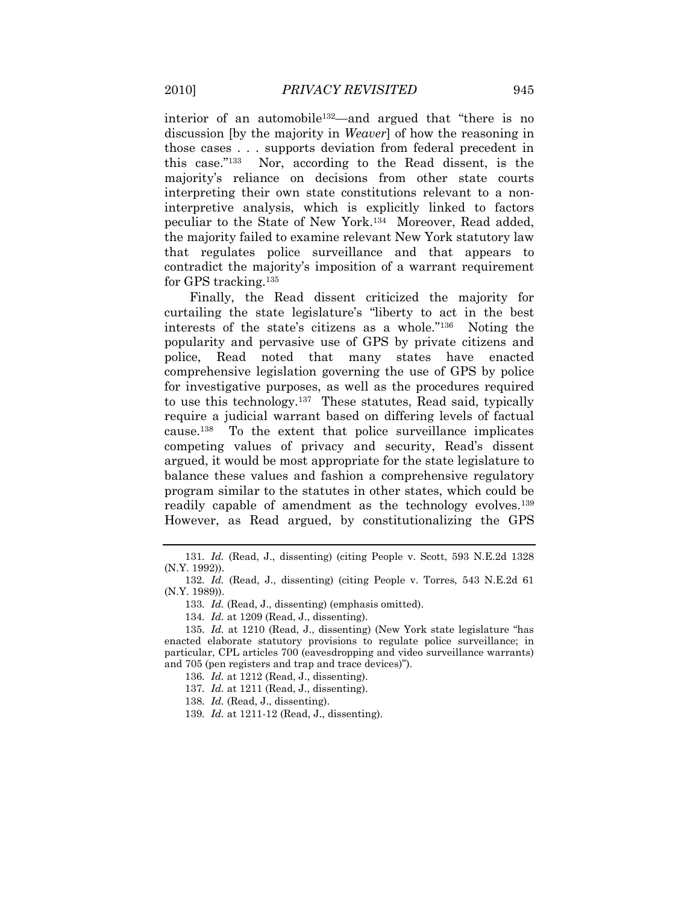interior of an automobile[132]—and argued that "there is no discussion [by the majority in *Weaver*] of how the reasoning in those cases . . . supports deviation from federal precedent in this case."[133] Nor, according to the Read dissent, is the majority's reliance on decisions from other state courts interpreting their own state constitutions relevant to a non-interpretive analysis, which is explicitly linked to factors peculiar to the State of New York.[134] Moreover, Read added, the majority failed to examine relevant New York statutory law that regulates police surveillance and that appears to contradict the majority's imposition of a warrant requirement for GPS tracking.[135]

Finally, the Read dissent criticized the majority for curtailing the state legislature's "liberty to act in the best interests of the state's citizens as a whole."[136] Noting the popularity and pervasive use of GPS by private citizens and police, Read noted that many states have enacted comprehensive legislation governing the use of GPS by police for investigative purposes, as well as the procedures required to use this technology.[137] These statutes, Read said, typically require a judicial warrant based on differing levels of factual cause.[138] To the extent that police surveillance implicates competing values of privacy and security, Read's dissent argued, it would be most appropriate for the state legislature to balance these values and fashion a comprehensive regulatory program similar to the statutes in other states, which could be readily capable of amendment as the technology evolves.[139] However, as Read argued, by constitutionalizing the GPS

---

131. *Id.* (Read, J., dissenting) (citing People v. Scott, 593 N.E.2d 1328 (N.Y. 1992)).

132. *Id.* (Read, J., dissenting) (citing People v. Torres, 543 N.E.2d 61 (N.Y. 1989)).

133. *Id.* (Read, J., dissenting) (emphasis omitted).

134. *Id.* at 1209 (Read, J., dissenting).

135. *Id.* at 1210 (Read, J., dissenting) (New York state legislature "has enacted elaborate statutory provisions to regulate police surveillance; in particular, CPL articles 700 (eavesdropping and video surveillance warrants) and 705 (pen registers and trap and trace devices)").

136. *Id.* at 1212 (Read, J., dissenting).

137. *Id.* at 1211 (Read, J., dissenting).

138. *Id.* (Read, J., dissenting).

139. *Id.* at 1211-12 (Read, J., dissenting).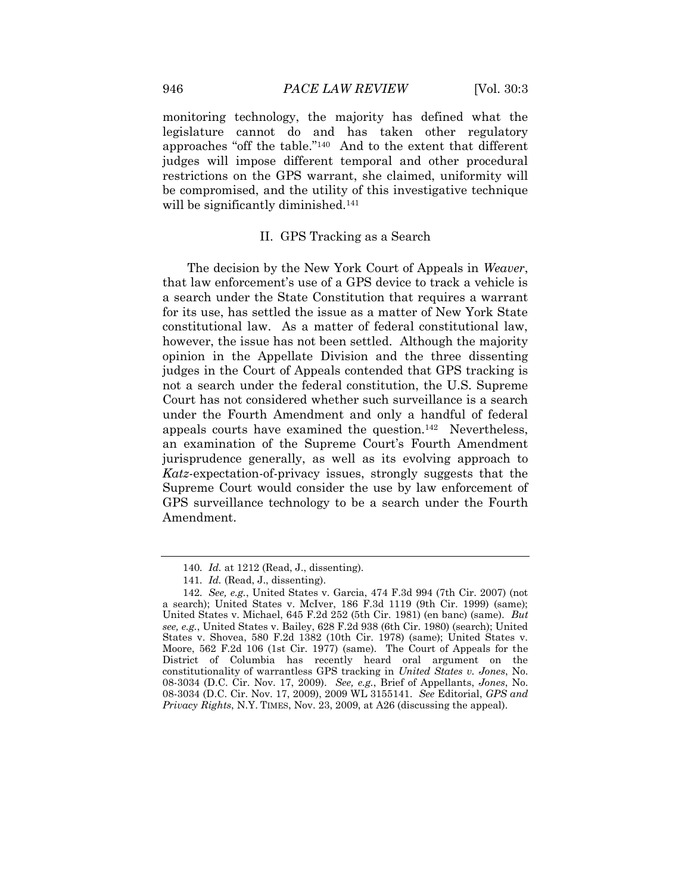monitoring technology, the majority has defined what the legislature cannot do and has taken other regulatory approaches "off the table."[140] And to the extent that different judges will impose different temporal and other procedural restrictions on the GPS warrant, she claimed, uniformity will be compromised, and the utility of this investigative technique will be significantly diminished.[141]

## II. GPS Tracking as a Search

The decision by the New York Court of Appeals in *Weaver*, that law enforcement's use of a GPS device to track a vehicle is a search under the State Constitution that requires a warrant for its use, has settled the issue as a matter of New York State constitutional law. As a matter of federal constitutional law, however, the issue has not been settled. Although the majority opinion in the Appellate Division and the three dissenting judges in the Court of Appeals contended that GPS tracking is not a search under the federal constitution, the U.S. Supreme Court has not considered whether such surveillance is a search under the Fourth Amendment and only a handful of federal appeals courts have examined the question.[142] Nevertheless, an examination of the Supreme Court's Fourth Amendment jurisprudence generally, as well as its evolving approach to *Katz*-expectation-of-privacy issues, strongly suggests that the Supreme Court would consider the use by law enforcement of GPS surveillance technology to be a search under the Fourth Amendment.

---

140. *Id.* at 1212 (Read, J., dissenting).

141. *Id.* (Read, J., dissenting).

142. *See, e.g.*, United States v. Garcia, 474 F.3d 994 (7th Cir. 2007) (not a search); United States v. McIver, 186 F.3d 1119 (9th Cir. 1999) (same); United States v. Michael, 645 F.2d 252 (5th Cir. 1981) (en banc) (same). *But see, e.g.*, United States v. Bailey, 628 F.2d 938 (6th Cir. 1980) (search); United States v. Shovea, 580 F.2d 1382 (10th Cir. 1978) (same); United States v. Moore, 562 F.2d 106 (1st Cir. 1977) (same). The Court of Appeals for the District of Columbia has recently heard oral argument on the constitutionality of warrantless GPS tracking in *United States v. Jones*, No. 08-3034 (D.C. Cir. Nov. 17, 2009). *See, e.g.*, Brief of Appellants, *Jones*, No. 08-3034 (D.C. Cir. Nov. 17, 2009), 2009 WL 3155141. *See* Editorial, *GPS and Privacy Rights*, N.Y. TIMES, Nov. 23, 2009, at A26 (discussing the appeal).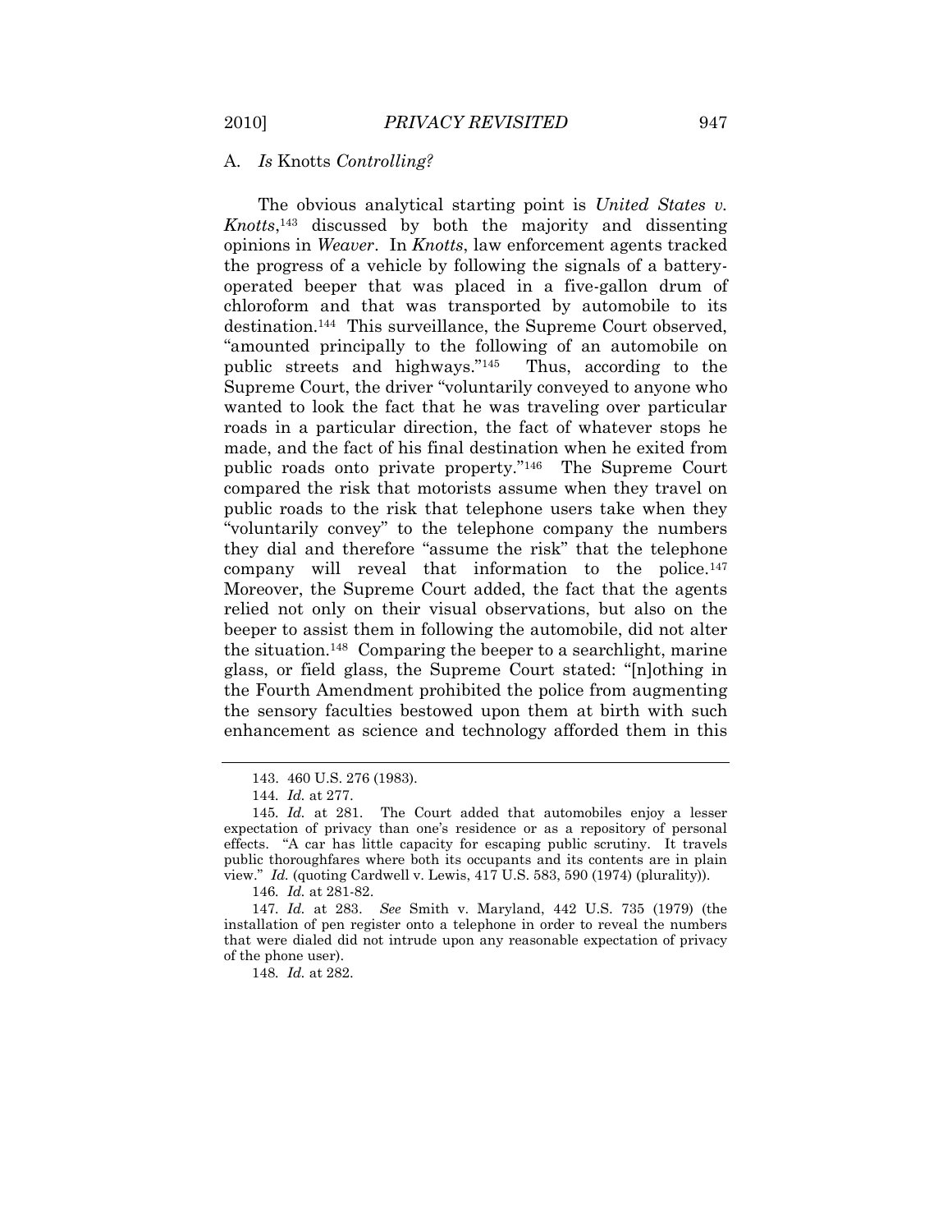### A. *Is* Knotts *Controlling?*

The obvious analytical starting point is *United States v. Knotts*,[143] discussed by both the majority and dissenting opinions in *Weaver*. In *Knotts*, law enforcement agents tracked the progress of a vehicle by following the signals of a battery-operated beeper that was placed in a five-gallon drum of chloroform and that was transported by automobile to its destination.[144] This surveillance, the Supreme Court observed, "amounted principally to the following of an automobile on public streets and highways."[145] Thus, according to the Supreme Court, the driver "voluntarily conveyed to anyone who wanted to look the fact that he was traveling over particular roads in a particular direction, the fact of whatever stops he made, and the fact of his final destination when he exited from public roads onto private property."[146] The Supreme Court compared the risk that motorists assume when they travel on public roads to the risk that telephone users take when they "voluntarily convey" to the telephone company the numbers they dial and therefore "assume the risk" that the telephone company will reveal that information to the police.[147] Moreover, the Supreme Court added, the fact that the agents relied not only on their visual observations, but also on the beeper to assist them in following the automobile, did not alter the situation.[148] Comparing the beeper to a searchlight, marine glass, or field glass, the Supreme Court stated: "[n]othing in the Fourth Amendment prohibited the police from augmenting the sensory faculties bestowed upon them at birth with such enhancement as science and technology afforded them in this

---

143. 460 U.S. 276 (1983).

144. *Id.* at 277.

145. *Id.* at 281. The Court added that automobiles enjoy a lesser expectation of privacy than one's residence or as a repository of personal effects. "A car has little capacity for escaping public scrutiny. It travels public thoroughfares where both its occupants and its contents are in plain view." *Id.* (quoting Cardwell v. Lewis, 417 U.S. 583, 590 (1974) (plurality)).

146. *Id.* at 281-82.

147. *Id.* at 283. *See* Smith v. Maryland, 442 U.S. 735 (1979) (the installation of pen register onto a telephone in order to reveal the numbers that were dialed did not intrude upon any reasonable expectation of privacy of the phone user).

148. *Id.* at 282.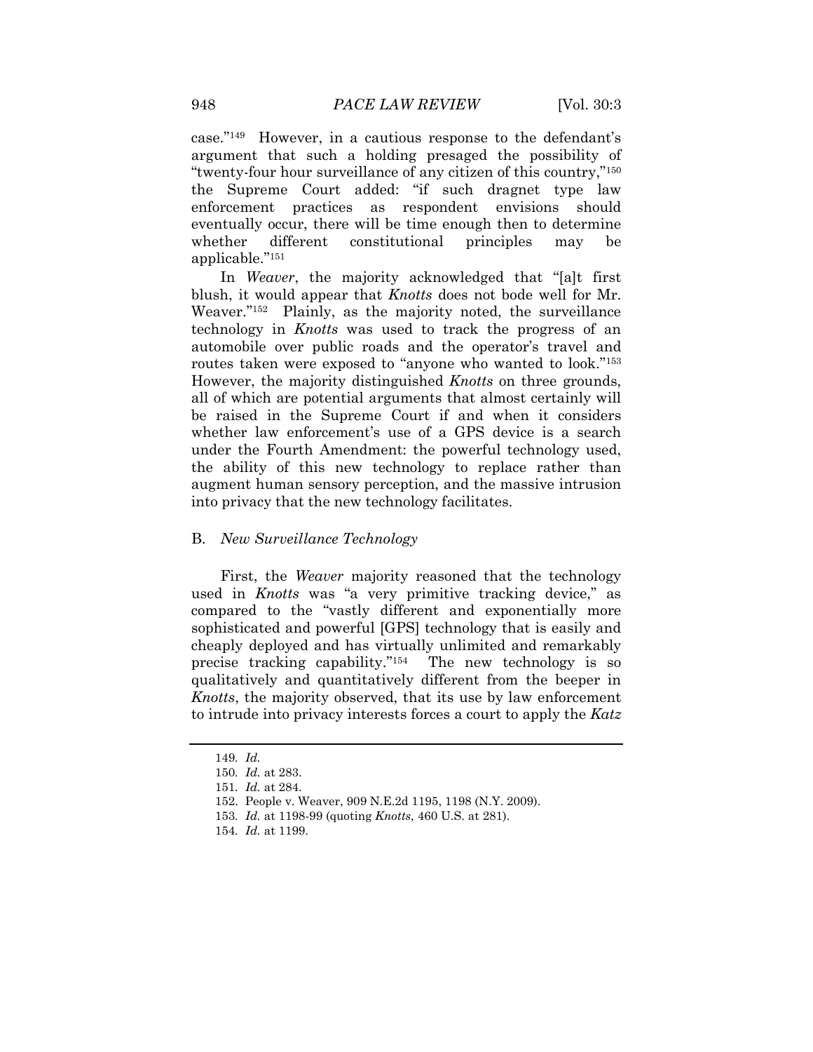case."[149] However, in a cautious response to the defendant's argument that such a holding presaged the possibility of "twenty-four hour surveillance of any citizen of this country,"[150] the Supreme Court added: "if such dragnet type law enforcement practices as respondent envisions should eventually occur, there will be time enough then to determine whether different constitutional principles may be applicable."[151]

In *Weaver*, the majority acknowledged that "[a]t first blush, it would appear that *Knotts* does not bode well for Mr. Weaver."[152] Plainly, as the majority noted, the surveillance technology in *Knotts* was used to track the progress of an automobile over public roads and the operator's travel and routes taken were exposed to "anyone who wanted to look."[153] However, the majority distinguished *Knotts* on three grounds, all of which are potential arguments that almost certainly will be raised in the Supreme Court if and when it considers whether law enforcement's use of a GPS device is a search under the Fourth Amendment: the powerful technology used, the ability of this new technology to replace rather than augment human sensory perception, and the massive intrusion into privacy that the new technology facilitates.

### B. *New Surveillance Technology*

First, the *Weaver* majority reasoned that the technology used in *Knotts* was "a very primitive tracking device," as compared to the "vastly different and exponentially more sophisticated and powerful [GPS] technology that is easily and cheaply deployed and has virtually unlimited and remarkably precise tracking capability."[154] The new technology is so qualitatively and quantitatively different from the beeper in *Knotts*, the majority observed, that its use by law enforcement to intrude into privacy interests forces a court to apply the *Katz*

---

149. *Id.*

150. *Id.* at 283.

151. *Id.* at 284.

152. People v. Weaver, 909 N.E.2d 1195, 1198 (N.Y. 2009).

153. *Id.* at 1198-99 (quoting *Knotts*, 460 U.S. at 281).

154. *Id.* at 1199.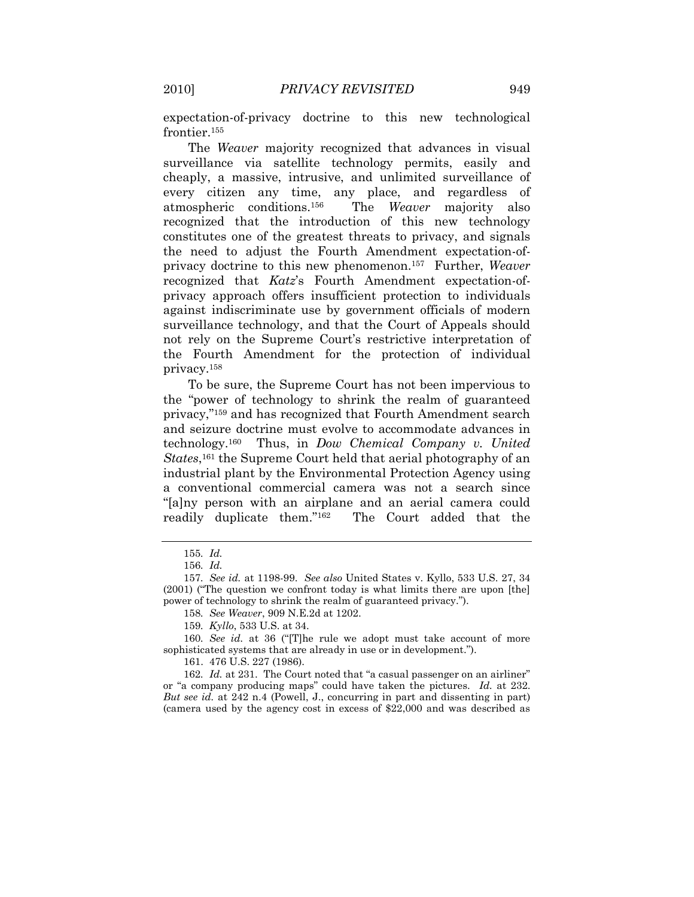expectation-of-privacy doctrine to this new technological frontier.[155]

The *Weaver* majority recognized that advances in visual surveillance via satellite technology permits, easily and cheaply, a massive, intrusive, and unlimited surveillance of every citizen any time, any place, and regardless of atmospheric conditions.[156] The *Weaver* majority also recognized that the introduction of this new technology constitutes one of the greatest threats to privacy, and signals the need to adjust the Fourth Amendment expectation-of-privacy doctrine to this new phenomenon.[157] Further, *Weaver* recognized that *Katz*'s Fourth Amendment expectation-of-privacy approach offers insufficient protection to individuals against indiscriminate use by government officials of modern surveillance technology, and that the Court of Appeals should not rely on the Supreme Court's restrictive interpretation of the Fourth Amendment for the protection of individual privacy.[158]

To be sure, the Supreme Court has not been impervious to the "power of technology to shrink the realm of guaranteed privacy,"[159] and has recognized that Fourth Amendment search and seizure doctrine must evolve to accommodate advances in technology.[160] Thus, in *Dow Chemical Company v. United States*,[161] the Supreme Court held that aerial photography of an industrial plant by the Environmental Protection Agency using a conventional commercial camera was not a search since "[a]ny person with an airplane and an aerial camera could readily duplicate them."[162] The Court added that the

---

155. *Id.*

156. *Id.*

157. *See id.* at 1198-99. *See also* United States v. Kyllo, 533 U.S. 27, 34 (2001) ("The question we confront today is what limits there are upon [the] power of technology to shrink the realm of guaranteed privacy.").

158. *See Weaver*, 909 N.E.2d at 1202.

159. *Kyllo*, 533 U.S. at 34.

160. *See id.* at 36 ("[T]he rule we adopt must take account of more sophisticated systems that are already in use or in development.").

161. 476 U.S. 227 (1986).

162. *Id.* at 231. The Court noted that "a casual passenger on an airliner" or "a company producing maps" could have taken the pictures. *Id.* at 232. *But see id.* at 242 n.4 (Powell, J., concurring in part and dissenting in part) (camera used by the agency cost in excess of $22,000 and was described as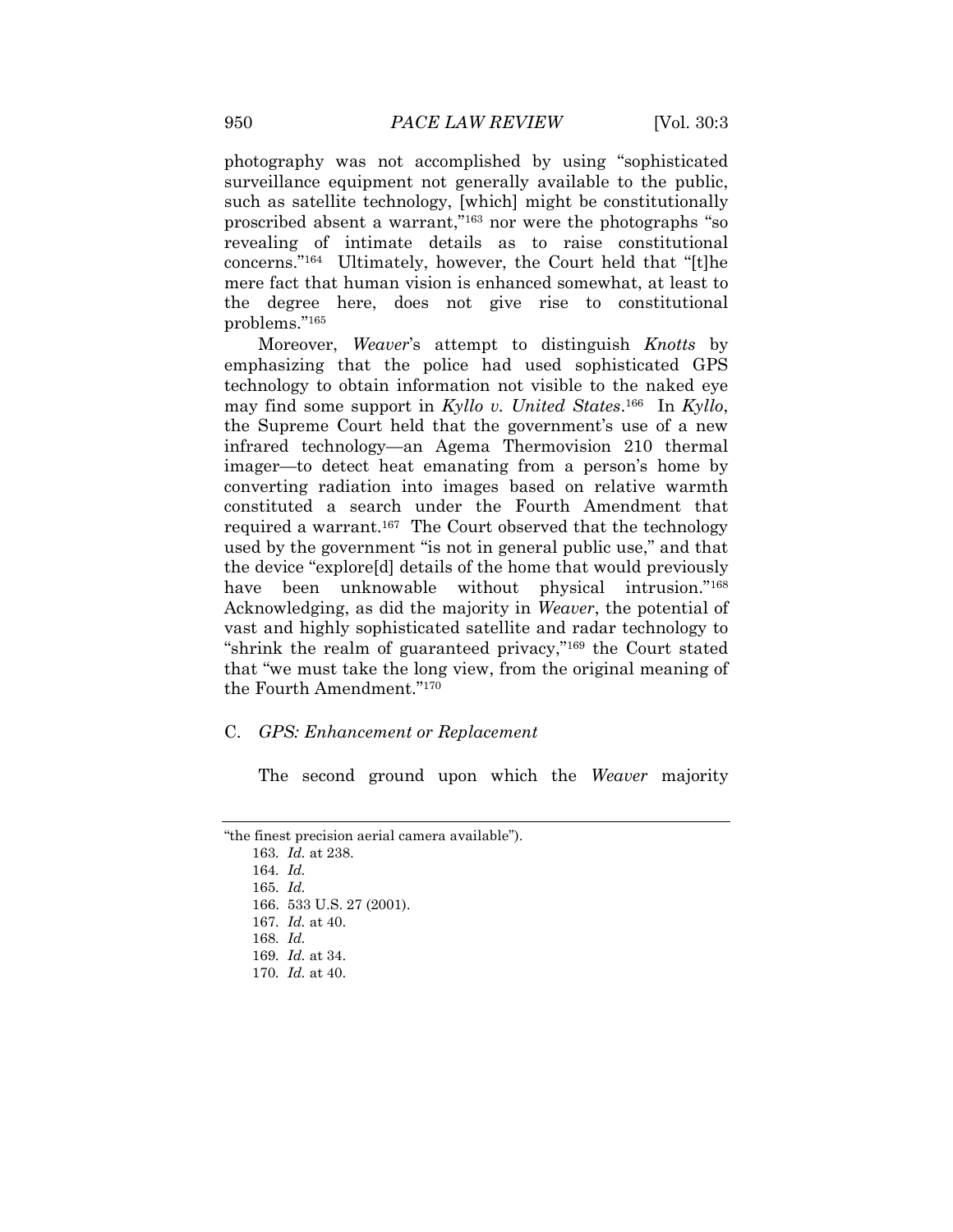photography was not accomplished by using "sophisticated surveillance equipment not generally available to the public, such as satellite technology, [which] might be constitutionally proscribed absent a warrant,"[163] nor were the photographs "so revealing of intimate details as to raise constitutional concerns."[164] Ultimately, however, the Court held that "[t]he mere fact that human vision is enhanced somewhat, at least to the degree here, does not give rise to constitutional problems."[165]

Moreover, *Weaver*'s attempt to distinguish *Knotts* by emphasizing that the police had used sophisticated GPS technology to obtain information not visible to the naked eye may find some support in *Kyllo v. United States*.[166] In *Kyllo*, the Supreme Court held that the government's use of a new infrared technology—an Agema Thermovision 210 thermal imager—to detect heat emanating from a person's home by converting radiation into images based on relative warmth constituted a search under the Fourth Amendment that required a warrant.[167] The Court observed that the technology used by the government "is not in general public use," and that the device "explore[d] details of the home that would previously have been unknowable without physical intrusion."[168] Acknowledging, as did the majority in *Weaver*, the potential of vast and highly sophisticated satellite and radar technology to "shrink the realm of guaranteed privacy,"[169] the Court stated that "we must take the long view, from the original meaning of the Fourth Amendment."[170]

### C. *GPS: Enhancement or Replacement*

The second ground upon which the *Weaver* majority

---

"the finest precision aerial camera available").

163. *Id.* at 238.

164. *Id.*

165. *Id.*

166. 533 U.S. 27 (2001).

167. *Id.* at 40.

168. *Id.*

169. *Id.* at 34.

170. *Id.* at 40.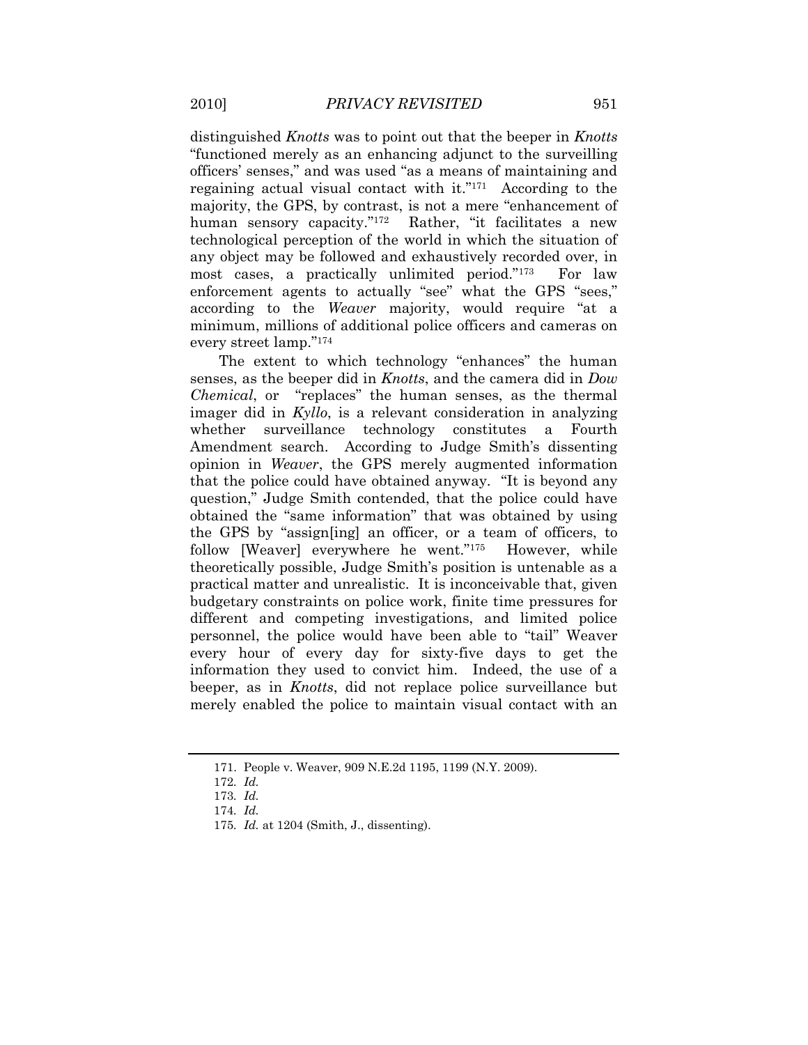distinguished *Knotts* was to point out that the beeper in *Knotts* "functioned merely as an enhancing adjunct to the surveilling officers' senses," and was used "as a means of maintaining and regaining actual visual contact with it."[171] According to the majority, the GPS, by contrast, is not a mere "enhancement of human sensory capacity."[172] Rather, "it facilitates a new technological perception of the world in which the situation of any object may be followed and exhaustively recorded over, in most cases, a practically unlimited period."[173] For law enforcement agents to actually "see" what the GPS "sees," according to the *Weaver* majority, would require "at a minimum, millions of additional police officers and cameras on every street lamp."[174]

The extent to which technology "enhances" the human senses, as the beeper did in *Knotts*, and the camera did in *Dow Chemical*, or "replaces" the human senses, as the thermal imager did in *Kyllo*, is a relevant consideration in analyzing whether surveillance technology constitutes a Fourth Amendment search. According to Judge Smith's dissenting opinion in *Weaver*, the GPS merely augmented information that the police could have obtained anyway. "It is beyond any question," Judge Smith contended, that the police could have obtained the "same information" that was obtained by using the GPS by "assign[ing] an officer, or a team of officers, to follow [Weaver] everywhere he went."[175] However, while theoretically possible, Judge Smith's position is untenable as a practical matter and unrealistic. It is inconceivable that, given budgetary constraints on police work, finite time pressures for different and competing investigations, and limited police personnel, the police would have been able to "tail" Weaver every hour of every day for sixty-five days to get the information they used to convict him. Indeed, the use of a beeper, as in *Knotts*, did not replace police surveillance but merely enabled the police to maintain visual contact with an

---

171. People v. Weaver, 909 N.E.2d 1195, 1199 (N.Y. 2009).

172. *Id.*

173. *Id.*

174. *Id.*

175. *Id.* at 1204 (Smith, J., dissenting).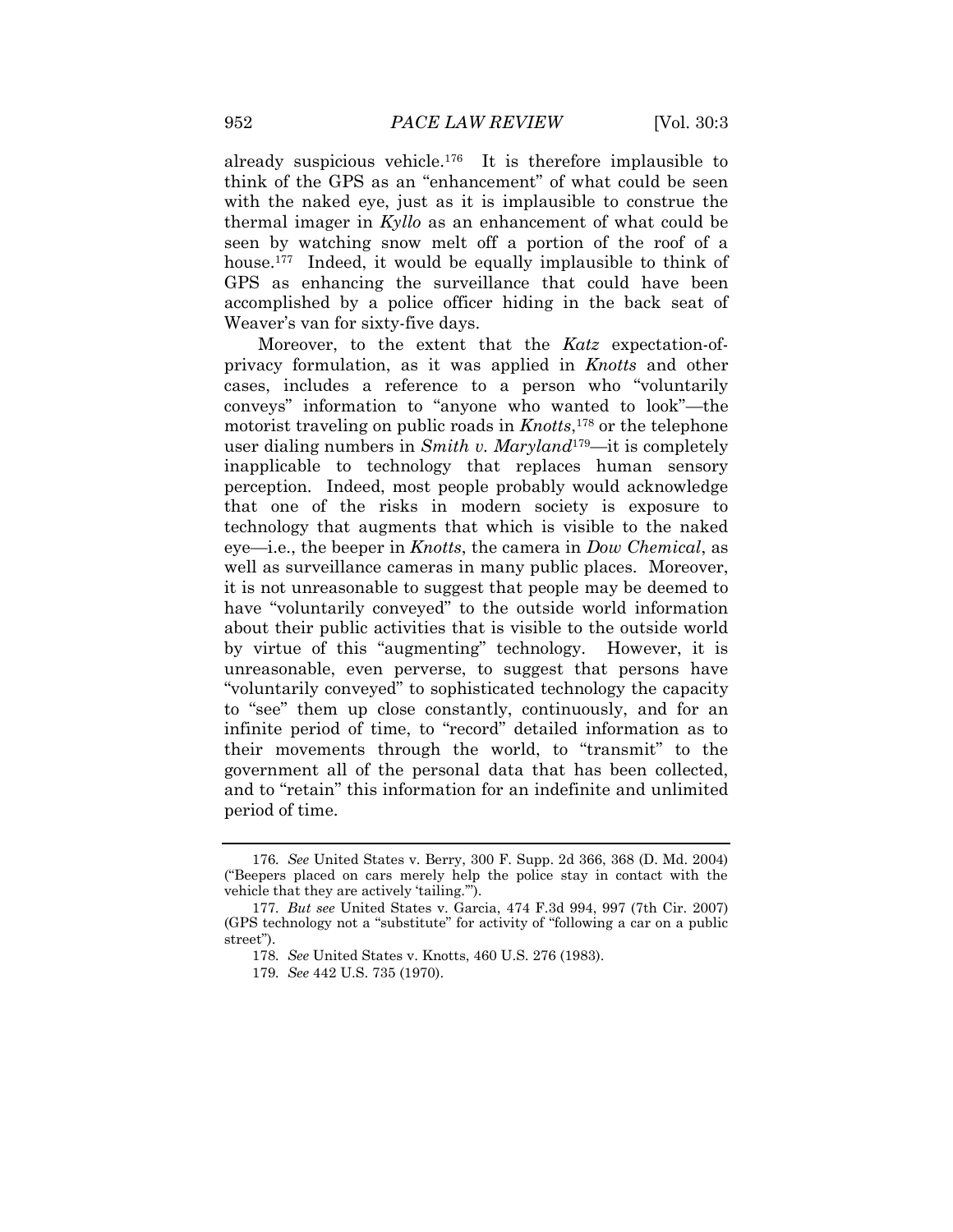already suspicious vehicle.[176] It is therefore implausible to think of the GPS as an "enhancement" of what could be seen with the naked eye, just as it is implausible to construe the thermal imager in *Kyllo* as an enhancement of what could be seen by watching snow melt off a portion of the roof of a house.[177] Indeed, it would be equally implausible to think of GPS as enhancing the surveillance that could have been accomplished by a police officer hiding in the back seat of Weaver's van for sixty-five days.

Moreover, to the extent that the *Katz* expectation-of-privacy formulation, as it was applied in *Knotts* and other cases, includes a reference to a person who "voluntarily conveys" information to "anyone who wanted to look"—the motorist traveling on public roads in *Knotts*,[178] or the telephone user dialing numbers in *Smith v. Maryland*[179]—it is completely inapplicable to technology that replaces human sensory perception. Indeed, most people probably would acknowledge that one of the risks in modern society is exposure to technology that augments that which is visible to the naked eye—i.e., the beeper in *Knotts*, the camera in *Dow Chemical*, as well as surveillance cameras in many public places. Moreover, it is not unreasonable to suggest that people may be deemed to have "voluntarily conveyed" to the outside world information about their public activities that is visible to the outside world by virtue of this "augmenting" technology. However, it is unreasonable, even perverse, to suggest that persons have "voluntarily conveyed" to sophisticated technology the capacity to "see" them up close constantly, continuously, and for an infinite period of time, to "record" detailed information as to their movements through the world, to "transmit" to the government all of the personal data that has been collected, and to "retain" this information for an indefinite and unlimited period of time.

---

176. *See* United States v. Berry, 300 F. Supp. 2d 366, 368 (D. Md. 2004) ("Beepers placed on cars merely help the police stay in contact with the vehicle that they are actively 'tailing.'").

177. *But see* United States v. Garcia, 474 F.3d 994, 997 (7th Cir. 2007) (GPS technology not a "substitute" for activity of "following a car on a public street").

178. *See* United States v. Knotts, 460 U.S. 276 (1983).

179. *See* 442 U.S. 735 (1970).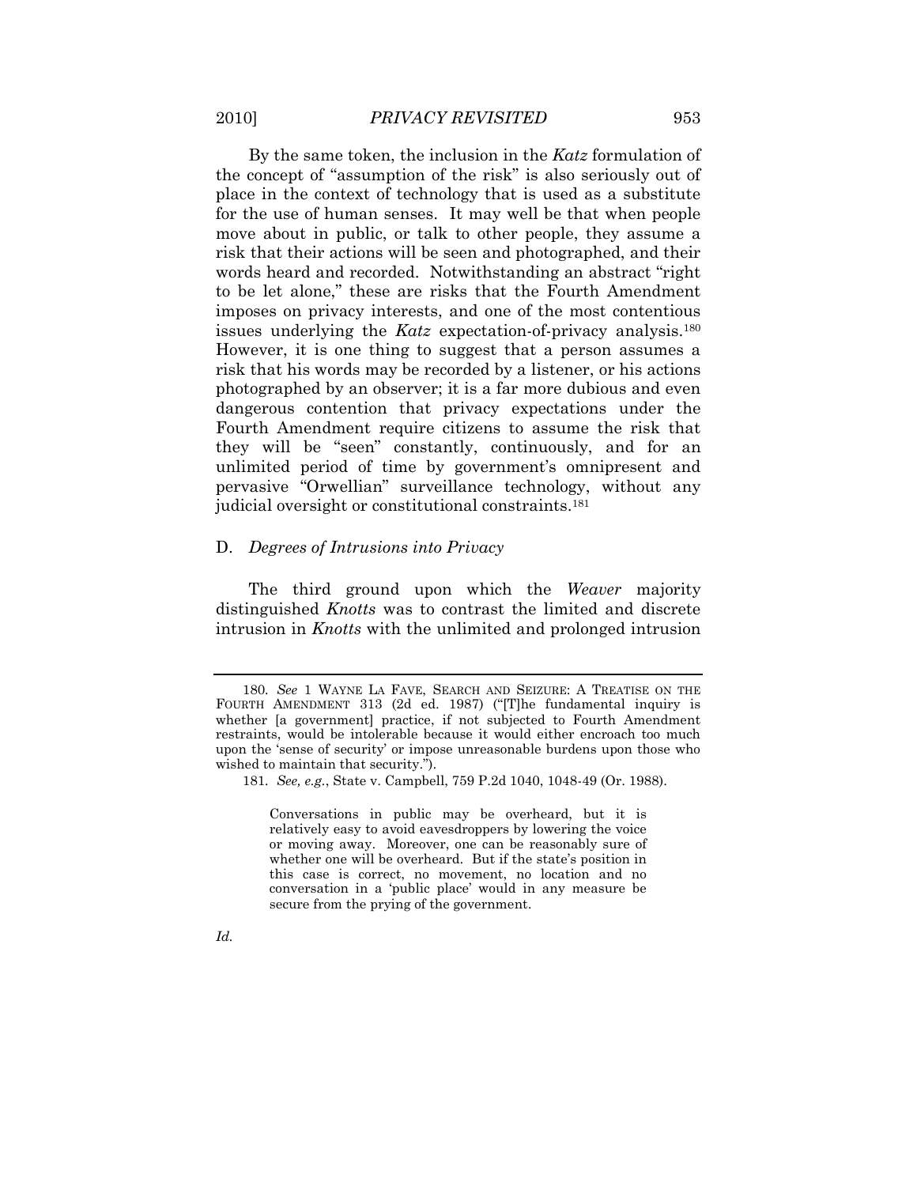By the same token, the inclusion in the *Katz* formulation of the concept of "assumption of the risk" is also seriously out of place in the context of technology that is used as a substitute for the use of human senses. It may well be that when people move about in public, or talk to other people, they assume a risk that their actions will be seen and photographed, and their words heard and recorded. Notwithstanding an abstract "right to be let alone," these are risks that the Fourth Amendment imposes on privacy interests, and one of the most contentious issues underlying the *Katz* expectation-of-privacy analysis.[180] However, it is one thing to suggest that a person assumes a risk that his words may be recorded by a listener, or his actions photographed by an observer; it is a far more dubious and even dangerous contention that privacy expectations under the Fourth Amendment require citizens to assume the risk that they will be "seen" constantly, continuously, and for an unlimited period of time by government's omnipresent and pervasive "Orwellian" surveillance technology, without any judicial oversight or constitutional constraints.[181]

## D. *Degrees of Intrusions into Privacy*

The third ground upon which the *Weaver* majority distinguished *Knotts* was to contrast the limited and discrete intrusion in *Knotts* with the unlimited and prolonged intrusion

---

180. *See* 1 WAYNE LA FAVE, SEARCH AND SEIZURE: A TREATISE ON THE FOURTH AMENDMENT 313 (2d ed. 1987) ("[T]he fundamental inquiry is whether [a government] practice, if not subjected to Fourth Amendment restraints, would be intolerable because it would either encroach too much upon the 'sense of security' or impose unreasonable burdens upon those who wished to maintain that security.").

181. *See, e.g.*, State v. Campbell, 759 P.2d 1040, 1048-49 (Or. 1988).

> Conversations in public may be overheard, but it is relatively easy to avoid eavesdroppers by lowering the voice or moving away. Moreover, one can be reasonably sure of whether one will be overheard. But if the state's position in this case is correct, no movement, no location and no conversation in a 'public place' would in any measure be secure from the prying of the government.

*Id.*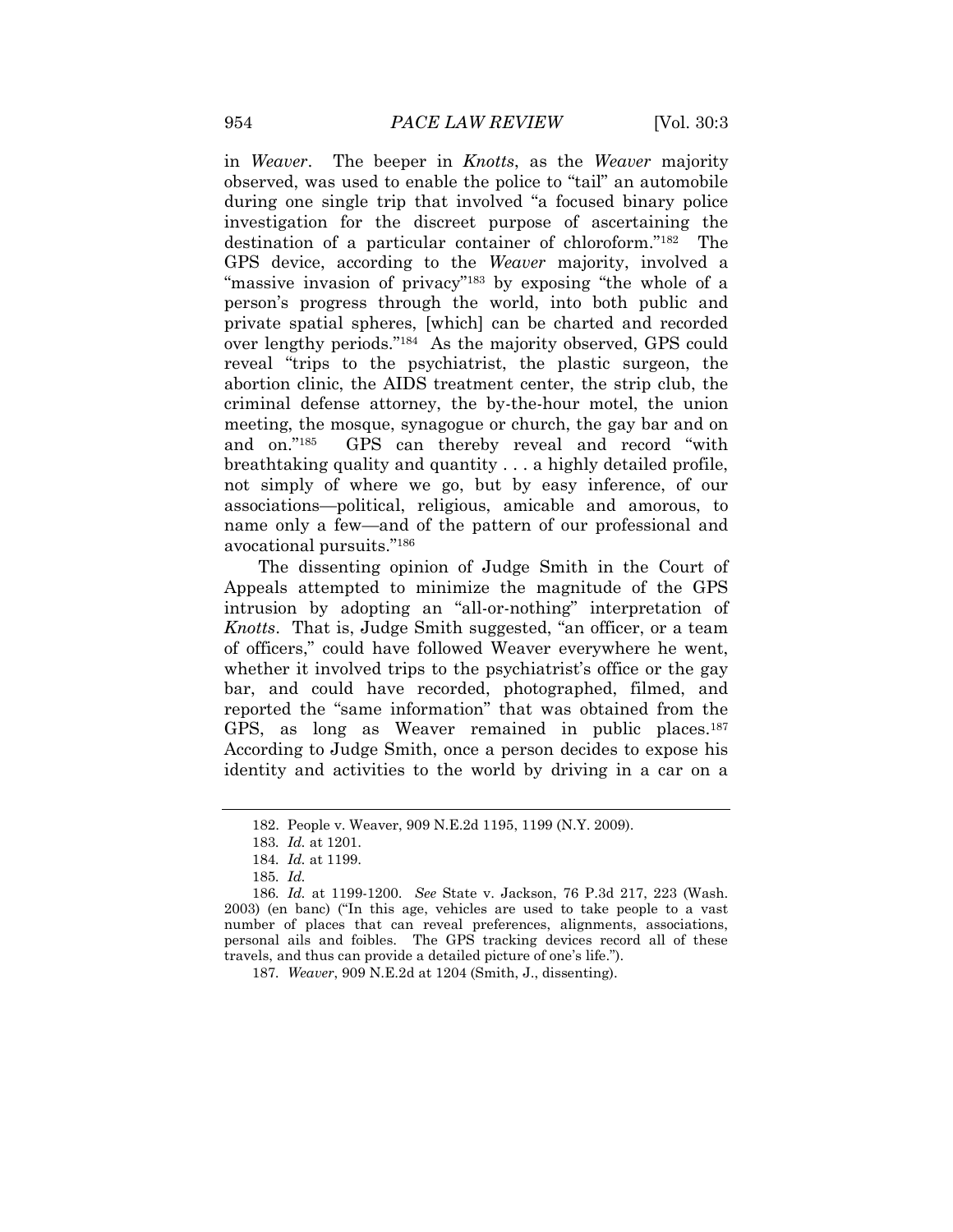in *Weaver*. The beeper in *Knotts*, as the *Weaver* majority observed, was used to enable the police to "tail" an automobile during one single trip that involved "a focused binary police investigation for the discreet purpose of ascertaining the destination of a particular container of chloroform."[182] The GPS device, according to the *Weaver* majority, involved a "massive invasion of privacy"[183] by exposing "the whole of a person's progress through the world, into both public and private spatial spheres, [which] can be charted and recorded over lengthy periods."[184] As the majority observed, GPS could reveal "trips to the psychiatrist, the plastic surgeon, the abortion clinic, the AIDS treatment center, the strip club, the criminal defense attorney, the by-the-hour motel, the union meeting, the mosque, synagogue or church, the gay bar and on and on."[185] GPS can thereby reveal and record "with breathtaking quality and quantity . . . a highly detailed profile, not simply of where we go, but by easy inference, of our associations—political, religious, amicable and amorous, to name only a few—and of the pattern of our professional and avocational pursuits."[186]

The dissenting opinion of Judge Smith in the Court of Appeals attempted to minimize the magnitude of the GPS intrusion by adopting an "all-or-nothing" interpretation of *Knotts*. That is, Judge Smith suggested, "an officer, or a team of officers," could have followed Weaver everywhere he went, whether it involved trips to the psychiatrist's office or the gay bar, and could have recorded, photographed, filmed, and reported the "same information" that was obtained from the GPS, as long as Weaver remained in public places.[187] According to Judge Smith, once a person decides to expose his identity and activities to the world by driving in a car on a

---

182. People v. Weaver, 909 N.E.2d 1195, 1199 (N.Y. 2009).

183. *Id.* at 1201.

184. *Id.* at 1199.

185. *Id.*

186. *Id.* at 1199-1200. *See* State v. Jackson, 76 P.3d 217, 223 (Wash. 2003) (en banc) ("In this age, vehicles are used to take people to a vast number of places that can reveal preferences, alignments, associations, personal ails and foibles. The GPS tracking devices record all of these travels, and thus can provide a detailed picture of one's life.").

187. *Weaver*, 909 N.E.2d at 1204 (Smith, J., dissenting).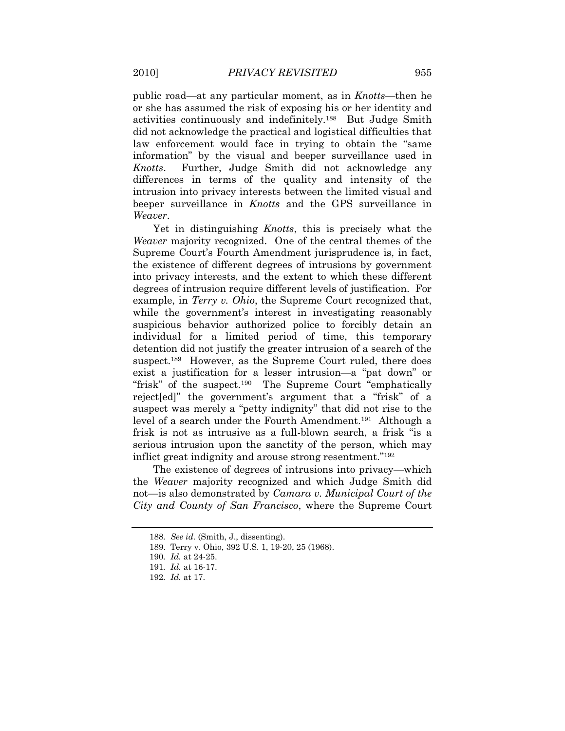public road—at any particular moment, as in *Knotts*—then he or she has assumed the risk of exposing his or her identity and activities continuously and indefinitely.[188] But Judge Smith did not acknowledge the practical and logistical difficulties that law enforcement would face in trying to obtain the "same information" by the visual and beeper surveillance used in *Knotts*. Further, Judge Smith did not acknowledge any differences in terms of the quality and intensity of the intrusion into privacy interests between the limited visual and beeper surveillance in *Knotts* and the GPS surveillance in *Weaver*.

Yet in distinguishing *Knotts*, this is precisely what the *Weaver* majority recognized. One of the central themes of the Supreme Court's Fourth Amendment jurisprudence is, in fact, the existence of different degrees of intrusions by government into privacy interests, and the extent to which these different degrees of intrusion require different levels of justification. For example, in *Terry v. Ohio*, the Supreme Court recognized that, while the government's interest in investigating reasonably suspicious behavior authorized police to forcibly detain an individual for a limited period of time, this temporary detention did not justify the greater intrusion of a search of the suspect.[189] However, as the Supreme Court ruled, there does exist a justification for a lesser intrusion—a "pat down" or "frisk" of the suspect.[190] The Supreme Court "emphatically reject[ed]" the government's argument that a "frisk" of a suspect was merely a "petty indignity" that did not rise to the level of a search under the Fourth Amendment.[191] Although a frisk is not as intrusive as a full-blown search, a frisk "is a serious intrusion upon the sanctity of the person, which may inflict great indignity and arouse strong resentment."[192]

The existence of degrees of intrusions into privacy—which the *Weaver* majority recognized and which Judge Smith did not—is also demonstrated by *Camara v. Municipal Court of the City and County of San Francisco*, where the Supreme Court

---

188. *See id.* (Smith, J., dissenting).

189. Terry v. Ohio, 392 U.S. 1, 19-20, 25 (1968).

190. *Id.* at 24-25.

191. *Id.* at 16-17.

192. *Id.* at 17.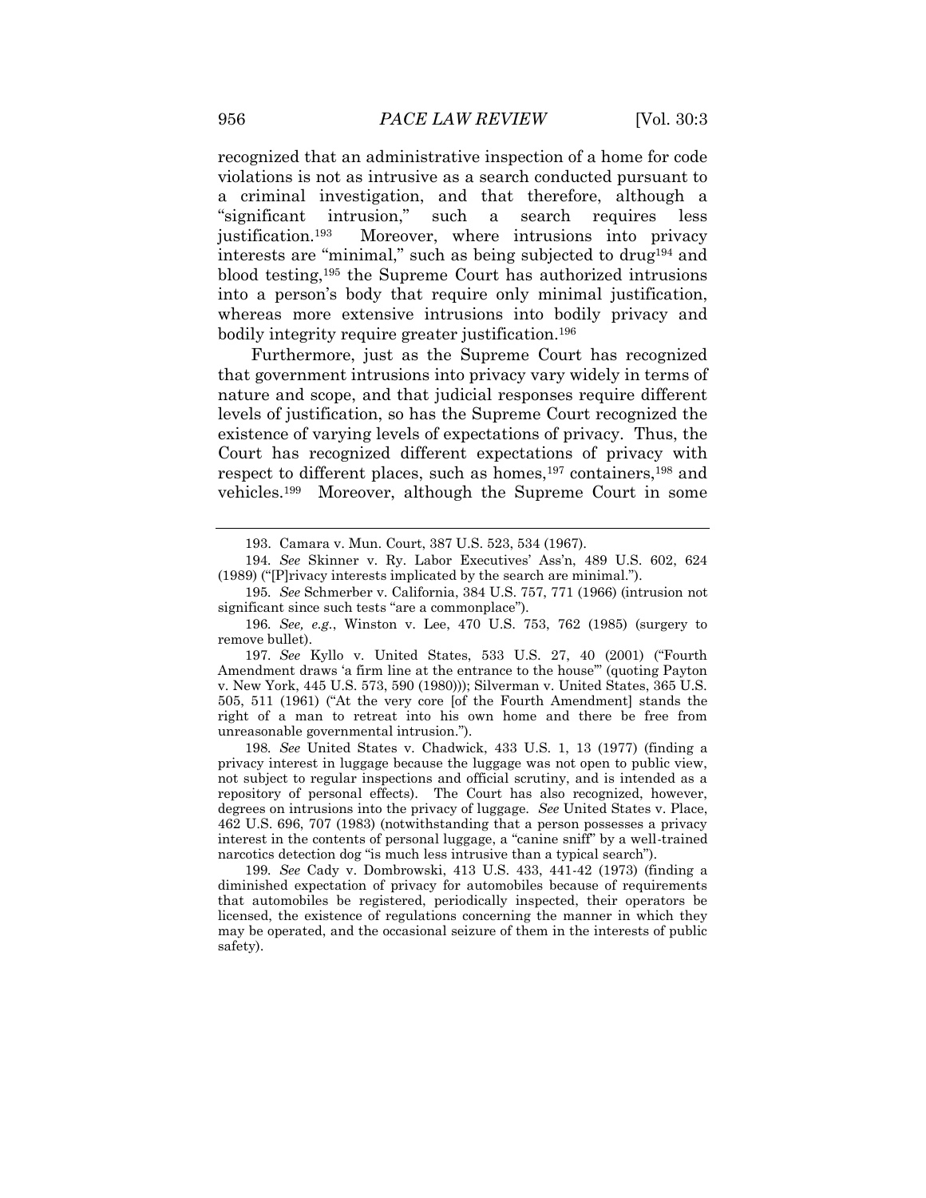recognized that an administrative inspection of a home for code violations is not as intrusive as a search conducted pursuant to a criminal investigation, and that therefore, although a "significant intrusion," such a search requires less justification.[193] Moreover, where intrusions into privacy interests are "minimal," such as being subjected to drug[194] and blood testing,[195] the Supreme Court has authorized intrusions into a person's body that require only minimal justification, whereas more extensive intrusions into bodily privacy and bodily integrity require greater justification.[196]

Furthermore, just as the Supreme Court has recognized that government intrusions into privacy vary widely in terms of nature and scope, and that judicial responses require different levels of justification, so has the Supreme Court recognized the existence of varying levels of expectations of privacy. Thus, the Court has recognized different expectations of privacy with respect to different places, such as homes,[197] containers,[198] and vehicles.[199] Moreover, although the Supreme Court in some

---

193. Camara v. Mun. Court, 387 U.S. 523, 534 (1967).

194. *See* Skinner v. Ry. Labor Executives' Ass'n, 489 U.S. 602, 624 (1989) ("[P]rivacy interests implicated by the search are minimal.").

195. *See* Schmerber v. California, 384 U.S. 757, 771 (1966) (intrusion not significant since such tests "are a commonplace").

196. *See, e.g.*, Winston v. Lee, 470 U.S. 753, 762 (1985) (surgery to remove bullet).

197. *See* Kyllo v. United States, 533 U.S. 27, 40 (2001) ("Fourth Amendment draws 'a firm line at the entrance to the house'" (quoting Payton v. New York, 445 U.S. 573, 590 (1980))); Silverman v. United States, 365 U.S. 505, 511 (1961) ("At the very core [of the Fourth Amendment] stands the right of a man to retreat into his own home and there be free from unreasonable governmental intrusion.").

198. *See* United States v. Chadwick, 433 U.S. 1, 13 (1977) (finding a privacy interest in luggage because the luggage was not open to public view, not subject to regular inspections and official scrutiny, and is intended as a repository of personal effects). The Court has also recognized, however, degrees on intrusions into the privacy of luggage. *See* United States v. Place, 462 U.S. 696, 707 (1983) (notwithstanding that a person possesses a privacy interest in the contents of personal luggage, a "canine sniff" by a well-trained narcotics detection dog "is much less intrusive than a typical search").

199. *See* Cady v. Dombrowski, 413 U.S. 433, 441-42 (1973) (finding a diminished expectation of privacy for automobiles because of requirements that automobiles be registered, periodically inspected, their operators be licensed, the existence of regulations concerning the manner in which they may be operated, and the occasional seizure of them in the interests of public safety).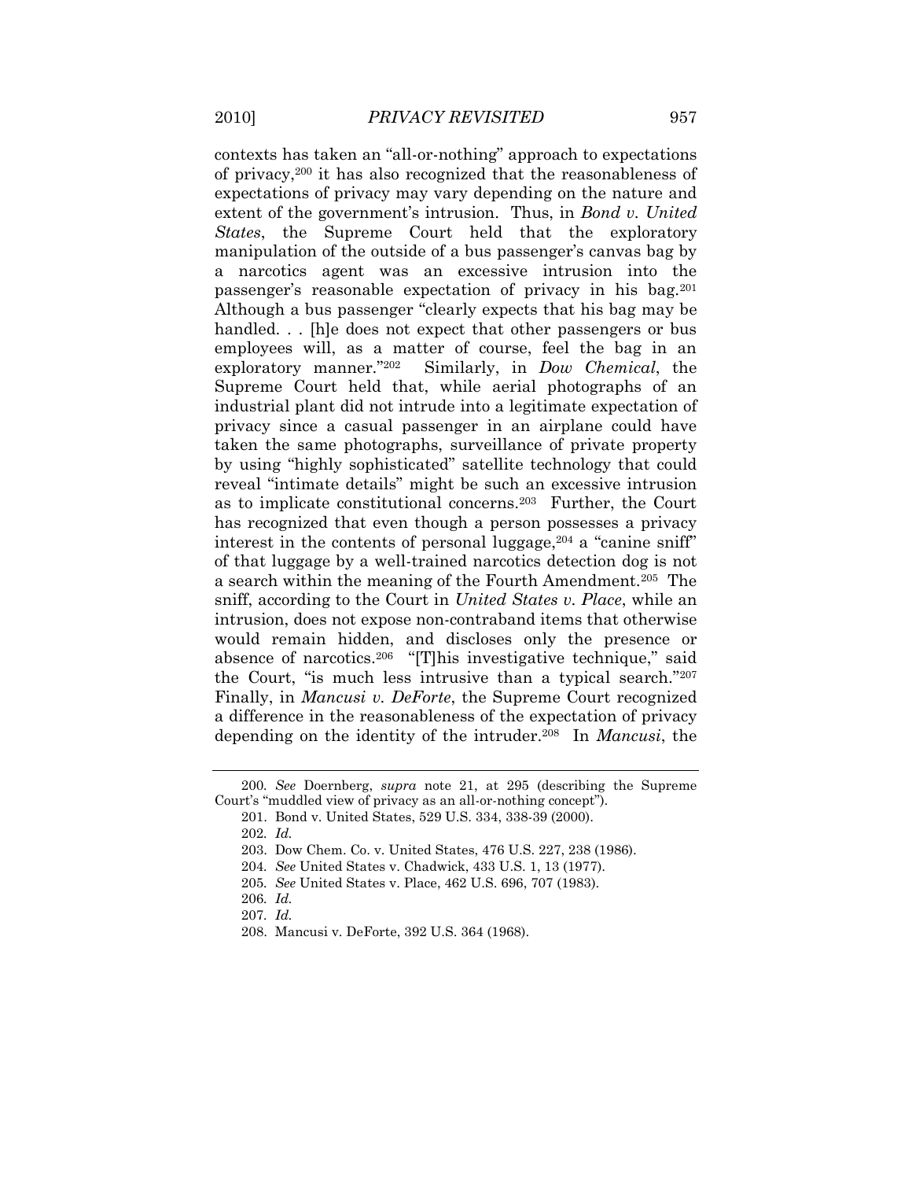contexts has taken an "all-or-nothing" approach to expectations of privacy,[200] it has also recognized that the reasonableness of expectations of privacy may vary depending on the nature and extent of the government's intrusion. Thus, in *Bond v. United States*, the Supreme Court held that the exploratory manipulation of the outside of a bus passenger's canvas bag by a narcotics agent was an excessive intrusion into the passenger's reasonable expectation of privacy in his bag.[201] Although a bus passenger "clearly expects that his bag may be handled. . . [h]e does not expect that other passengers or bus employees will, as a matter of course, feel the bag in an exploratory manner."[202] Similarly, in *Dow Chemical*, the Supreme Court held that, while aerial photographs of an industrial plant did not intrude into a legitimate expectation of privacy since a casual passenger in an airplane could have taken the same photographs, surveillance of private property by using "highly sophisticated" satellite technology that could reveal "intimate details" might be such an excessive intrusion as to implicate constitutional concerns.[203] Further, the Court has recognized that even though a person possesses a privacy interest in the contents of personal luggage,[204] a "canine sniff" of that luggage by a well-trained narcotics detection dog is not a search within the meaning of the Fourth Amendment.[205] The sniff, according to the Court in *United States v. Place*, while an intrusion, does not expose non-contraband items that otherwise would remain hidden, and discloses only the presence or absence of narcotics.[206] "[T]his investigative technique," said the Court, "is much less intrusive than a typical search."[207] Finally, in *Mancusi v. DeForte*, the Supreme Court recognized a difference in the reasonableness of the expectation of privacy depending on the identity of the intruder.[208] In *Mancusi*, the

---

200. *See* Doernberg, *supra* note 21, at 295 (describing the Supreme Court's "muddled view of privacy as an all-or-nothing concept").

201. Bond v. United States, 529 U.S. 334, 338-39 (2000).

202. *Id.*

203. Dow Chem. Co. v. United States, 476 U.S. 227, 238 (1986).

204. *See* United States v. Chadwick, 433 U.S. 1, 13 (1977).

205. *See* United States v. Place, 462 U.S. 696, 707 (1983).

206. *Id.*

207. *Id.*

208. Mancusi v. DeForte, 392 U.S. 364 (1968).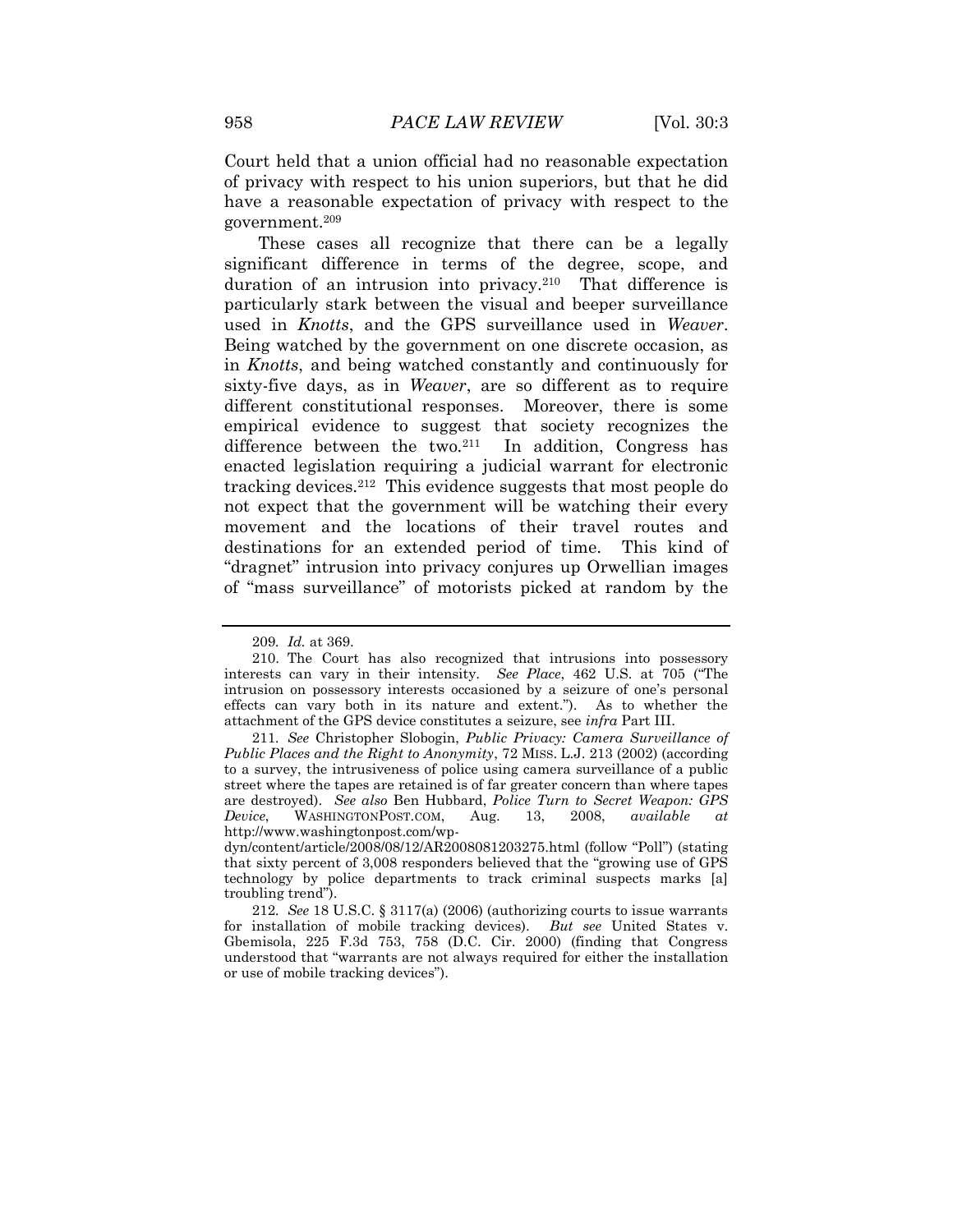Court held that a union official had no reasonable expectation of privacy with respect to his union superiors, but that he did have a reasonable expectation of privacy with respect to the government.[209]

These cases all recognize that there can be a legally significant difference in terms of the degree, scope, and duration of an intrusion into privacy.[210] That difference is particularly stark between the visual and beeper surveillance used in *Knotts*, and the GPS surveillance used in *Weaver*. Being watched by the government on one discrete occasion, as in *Knotts*, and being watched constantly and continuously for sixty-five days, as in *Weaver*, are so different as to require different constitutional responses. Moreover, there is some empirical evidence to suggest that society recognizes the difference between the two.[211] In addition, Congress has enacted legislation requiring a judicial warrant for electronic tracking devices.[212] This evidence suggests that most people do not expect that the government will be watching their every movement and the locations of their travel routes and destinations for an extended period of time. This kind of "dragnet" intrusion into privacy conjures up Orwellian images of "mass surveillance" of motorists picked at random by the

---

209. *Id.* at 369.

210. The Court has also recognized that intrusions into possessory interests can vary in their intensity. *See Place*, 462 U.S. at 705 ("The intrusion on possessory interests occasioned by a seizure of one's personal effects can vary both in its nature and extent."). As to whether the attachment of the GPS device constitutes a seizure, see *infra* Part III.

211. *See* Christopher Slobogin, *Public Privacy: Camera Surveillance of Public Places and the Right to Anonymity*, 72 MISS. L.J. 213 (2002) (according to a survey, the intrusiveness of police using camera surveillance of a public street where the tapes are retained is of far greater concern than where tapes are destroyed). *See also* Ben Hubbard, *Police Turn to Secret Weapon: GPS Device*, WASHINGTONPOST.COM, Aug. 13, 2008, *available at* http://www.washingtonpost.com/wp-dyn/content/article/2008/08/12/AR2008081203275.html (follow "Poll") (stating that sixty percent of 3,008 responders believed that the "growing use of GPS technology by police departments to track criminal suspects marks [a] troubling trend").

212. *See* 18 U.S.C. § 3117(a) (2006) (authorizing courts to issue warrants for installation of mobile tracking devices). *But see* United States v. Gbemisola, 225 F.3d 753, 758 (D.C. Cir. 2000) (finding that Congress understood that "warrants are not always required for either the installation or use of mobile tracking devices").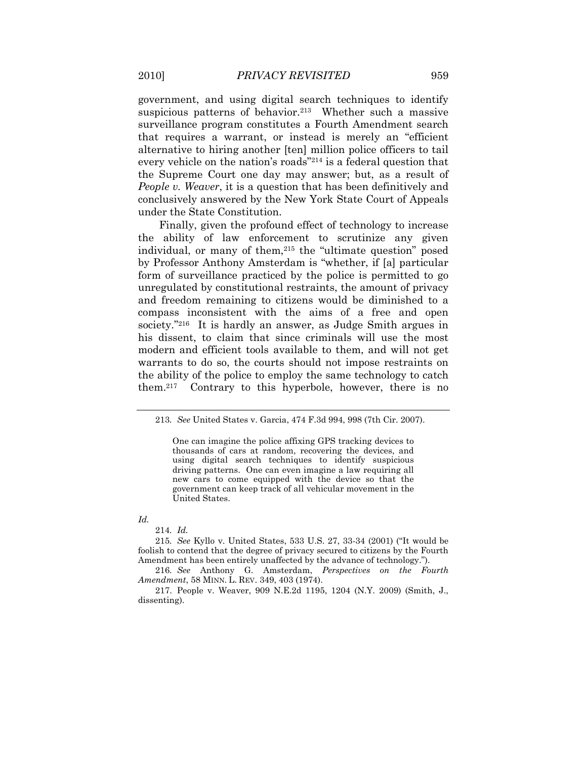government, and using digital search techniques to identify suspicious patterns of behavior.[213] Whether such a massive surveillance program constitutes a Fourth Amendment search that requires a warrant, or instead is merely an "efficient alternative to hiring another [ten] million police officers to tail every vehicle on the nation's roads"[214] is a federal question that the Supreme Court one day may answer; but, as a result of *People v. Weaver*, it is a question that has been definitively and conclusively answered by the New York State Court of Appeals under the State Constitution.

Finally, given the profound effect of technology to increase the ability of law enforcement to scrutinize any given individual, or many of them,[215] the "ultimate question" posed by Professor Anthony Amsterdam is "whether, if [a] particular form of surveillance practiced by the police is permitted to go unregulated by constitutional restraints, the amount of privacy and freedom remaining to citizens would be diminished to a compass inconsistent with the aims of a free and open society."[216] It is hardly an answer, as Judge Smith argues in his dissent, to claim that since criminals will use the most modern and efficient tools available to them, and will not get warrants to do so, the courts should not impose restraints on the ability of the police to employ the same technology to catch them.[217] Contrary to this hyperbole, however, there is no

---

213. *See* United States v. Garcia, 474 F.3d 994, 998 (7th Cir. 2007).

> One can imagine the police affixing GPS tracking devices to thousands of cars at random, recovering the devices, and using digital search techniques to identify suspicious driving patterns. One can even imagine a law requiring all new cars to come equipped with the device so that the government can keep track of all vehicular movement in the United States.

*Id.*

214. *Id.*

215. *See* Kyllo v. United States, 533 U.S. 27, 33-34 (2001) ("It would be foolish to contend that the degree of privacy secured to citizens by the Fourth Amendment has been entirely unaffected by the advance of technology.").

216. *See* Anthony G. Amsterdam, *Perspectives on the Fourth Amendment*, 58 MINN. L. REV. 349, 403 (1974).

217. People v. Weaver, 909 N.E.2d 1195, 1204 (N.Y. 2009) (Smith, J., dissenting).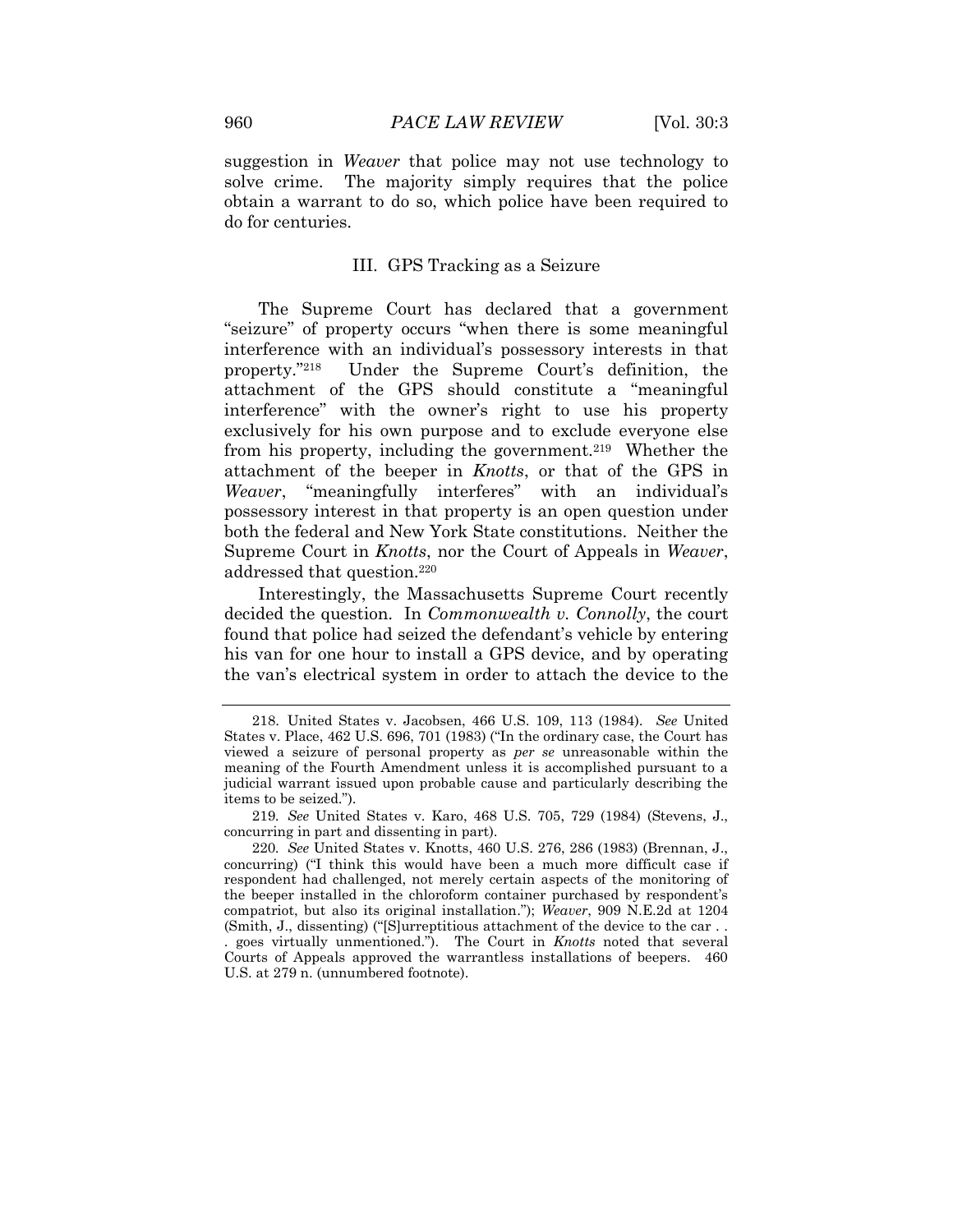suggestion in *Weaver* that police may not use technology to solve crime. The majority simply requires that the police obtain a warrant to do so, which police have been required to do for centuries.

## III. GPS Tracking as a Seizure

The Supreme Court has declared that a government "seizure" of property occurs "when there is some meaningful interference with an individual's possessory interests in that property."[218] Under the Supreme Court's definition, the attachment of the GPS should constitute a "meaningful interference" with the owner's right to use his property exclusively for his own purpose and to exclude everyone else from his property, including the government.[219] Whether the attachment of the beeper in *Knotts*, or that of the GPS in *Weaver*, "meaningfully interferes" with an individual's possessory interest in that property is an open question under both the federal and New York State constitutions. Neither the Supreme Court in *Knotts*, nor the Court of Appeals in *Weaver*, addressed that question.[220]

Interestingly, the Massachusetts Supreme Court recently decided the question. In *Commonwealth v. Connolly*, the court found that police had seized the defendant's vehicle by entering his van for one hour to install a GPS device, and by operating the van's electrical system in order to attach the device to the

---

218. United States v. Jacobsen, 466 U.S. 109, 113 (1984). *See* United States v. Place, 462 U.S. 696, 701 (1983) ("In the ordinary case, the Court has viewed a seizure of personal property as *per se* unreasonable within the meaning of the Fourth Amendment unless it is accomplished pursuant to a judicial warrant issued upon probable cause and particularly describing the items to be seized.").

219. *See* United States v. Karo, 468 U.S. 705, 729 (1984) (Stevens, J., concurring in part and dissenting in part).

220. *See* United States v. Knotts, 460 U.S. 276, 286 (1983) (Brennan, J., concurring) ("I think this would have been a much more difficult case if respondent had challenged, not merely certain aspects of the monitoring of the beeper installed in the chloroform container purchased by respondent's compatriot, but also its original installation."); *Weaver*, 909 N.E.2d at 1204 (Smith, J., dissenting) ("[S]urreptitious attachment of the device to the car . . . goes virtually unmentioned."). The Court in *Knotts* noted that several Courts of Appeals approved the warrantless installations of beepers. 460 U.S. at 279 n. (unnumbered footnote).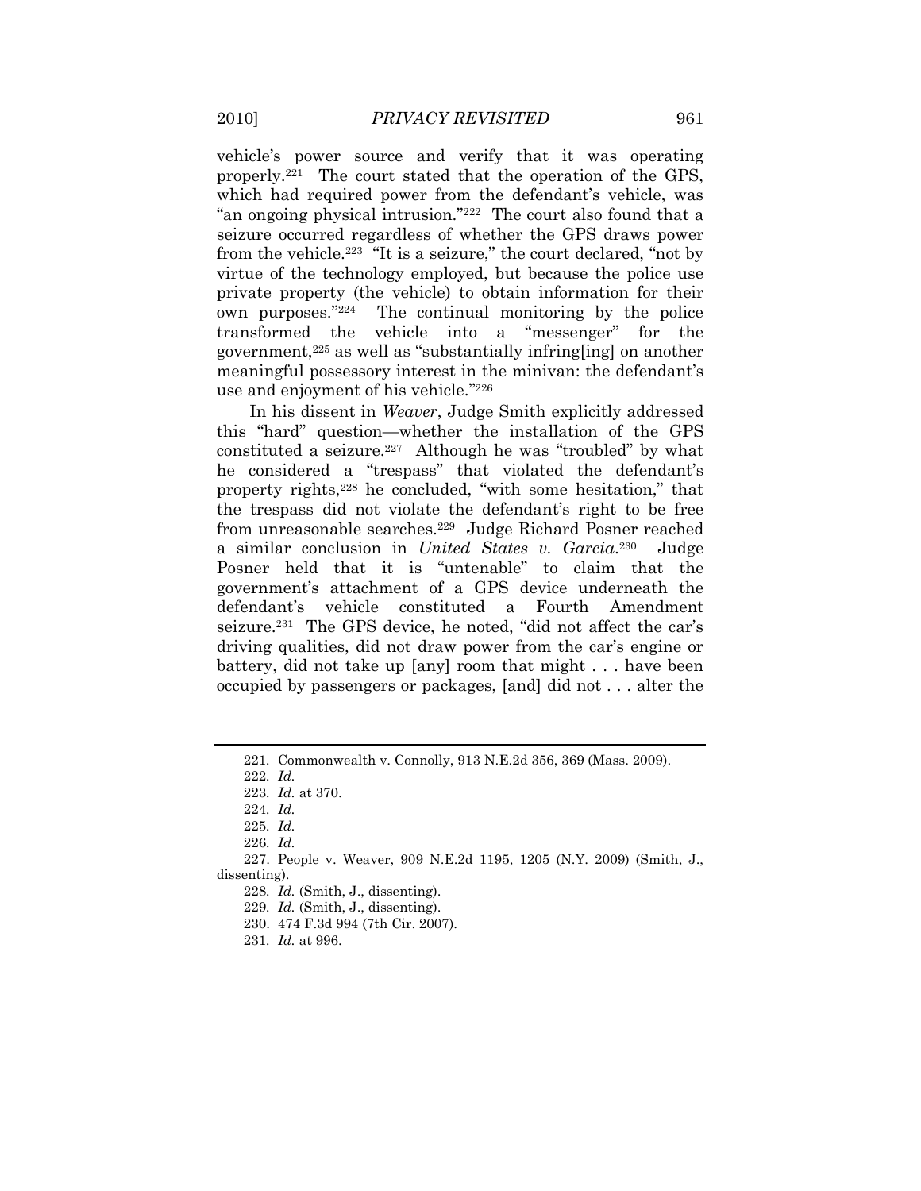vehicle's power source and verify that it was operating properly.[221] The court stated that the operation of the GPS, which had required power from the defendant's vehicle, was "an ongoing physical intrusion."[222] The court also found that a seizure occurred regardless of whether the GPS draws power from the vehicle.[223] "It is a seizure," the court declared, "not by virtue of the technology employed, but because the police use private property (the vehicle) to obtain information for their own purposes."[224] The continual monitoring by the police transformed the vehicle into a "messenger" for the government,[225] as well as "substantially infring[ing] on another meaningful possessory interest in the minivan: the defendant's use and enjoyment of his vehicle."[226]

In his dissent in *Weaver*, Judge Smith explicitly addressed this "hard" question—whether the installation of the GPS constituted a seizure.[227] Although he was "troubled" by what he considered a "trespass" that violated the defendant's property rights,[228] he concluded, "with some hesitation," that the trespass did not violate the defendant's right to be free from unreasonable searches.[229] Judge Richard Posner reached a similar conclusion in *United States v. Garcia*.[230] Judge Posner held that it is "untenable" to claim that the government's attachment of a GPS device underneath the defendant's vehicle constituted a Fourth Amendment seizure.[231] The GPS device, he noted, "did not affect the car's driving qualities, did not draw power from the car's engine or battery, did not take up [any] room that might . . . have been occupied by passengers or packages, [and] did not . . . alter the

---

221. Commonwealth v. Connolly, 913 N.E.2d 356, 369 (Mass. 2009).

222. *Id.*

223. *Id.* at 370.

224. *Id.*

225. *Id.*

226. *Id.*

227. People v. Weaver, 909 N.E.2d 1195, 1205 (N.Y. 2009) (Smith, J., dissenting).

228. *Id.* (Smith, J., dissenting).

229. *Id.* (Smith, J., dissenting).

230. 474 F.3d 994 (7th Cir. 2007).

231. *Id.* at 996.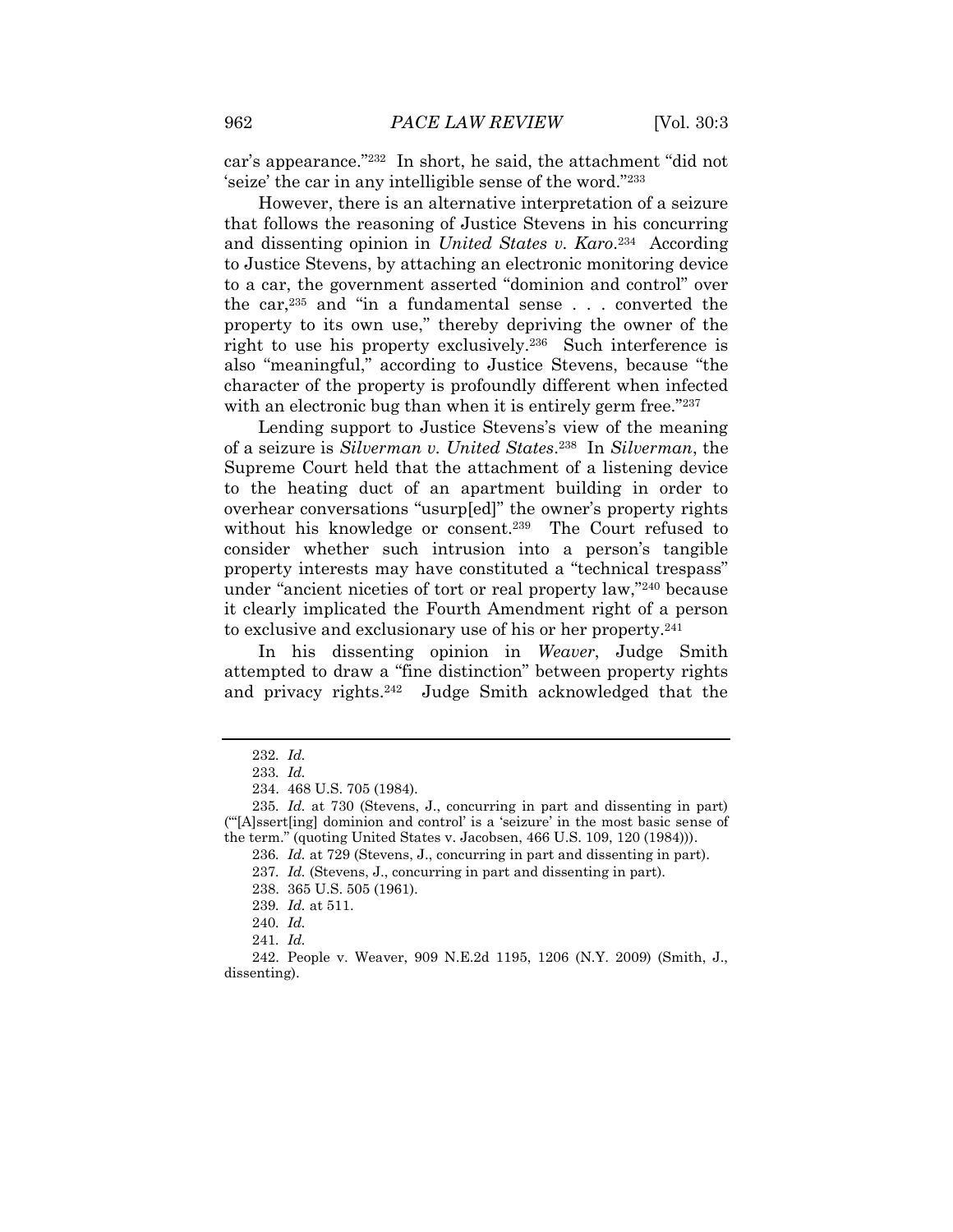car's appearance."[232] In short, he said, the attachment "did not 'seize' the car in any intelligible sense of the word."[233]

However, there is an alternative interpretation of a seizure that follows the reasoning of Justice Stevens in his concurring and dissenting opinion in *United States v. Karo*.[234] According to Justice Stevens, by attaching an electronic monitoring device to a car, the government asserted "dominion and control" over the car,[235] and "in a fundamental sense . . . converted the property to its own use," thereby depriving the owner of the right to use his property exclusively.[236] Such interference is also "meaningful," according to Justice Stevens, because "the character of the property is profoundly different when infected with an electronic bug than when it is entirely germ free."[237]

Lending support to Justice Stevens's view of the meaning of a seizure is *Silverman v. United States*.[238] In *Silverman*, the Supreme Court held that the attachment of a listening device to the heating duct of an apartment building in order to overhear conversations "usurp[ed]" the owner's property rights without his knowledge or consent.[239] The Court refused to consider whether such intrusion into a person's tangible property interests may have constituted a "technical trespass" under "ancient niceties of tort or real property law,"[240] because it clearly implicated the Fourth Amendment right of a person to exclusive and exclusionary use of his or her property.[241]

In his dissenting opinion in *Weaver*, Judge Smith attempted to draw a "fine distinction" between property rights and privacy rights.[242] Judge Smith acknowledged that the

---

232. *Id.*

233. *Id.*

234. 468 U.S. 705 (1984).

235. *Id.* at 730 (Stevens, J., concurring in part and dissenting in part) ("'[A]ssert[ing] dominion and control' is a 'seizure' in the most basic sense of the term." (quoting United States v. Jacobsen, 466 U.S. 109, 120 (1984))).

236. *Id.* at 729 (Stevens, J., concurring in part and dissenting in part).

237. *Id.* (Stevens, J., concurring in part and dissenting in part).

238. 365 U.S. 505 (1961).

239. *Id.* at 511.

240. *Id.*

241. *Id.*

242. People v. Weaver, 909 N.E.2d 1195, 1206 (N.Y. 2009) (Smith, J., dissenting).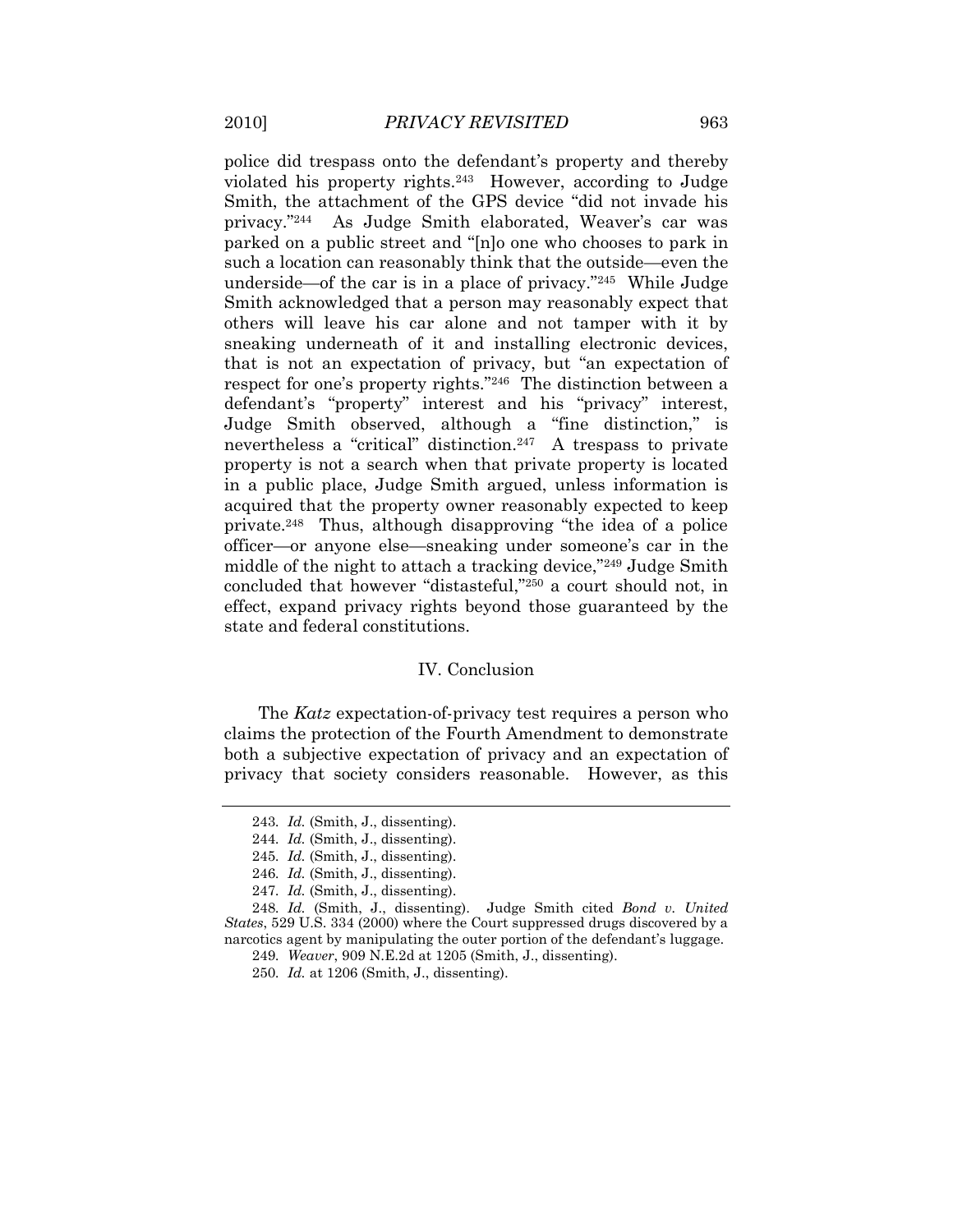police did trespass onto the defendant's property and thereby violated his property rights.[243] However, according to Judge Smith, the attachment of the GPS device "did not invade his privacy."[244] As Judge Smith elaborated, Weaver's car was parked on a public street and "[n]o one who chooses to park in such a location can reasonably think that the outside—even the underside—of the car is in a place of privacy."[245] While Judge Smith acknowledged that a person may reasonably expect that others will leave his car alone and not tamper with it by sneaking underneath of it and installing electronic devices, that is not an expectation of privacy, but "an expectation of respect for one's property rights."[246] The distinction between a defendant's "property" interest and his "privacy" interest, Judge Smith observed, although a "fine distinction," is nevertheless a "critical" distinction.[247] A trespass to private property is not a search when that private property is located in a public place, Judge Smith argued, unless information is acquired that the property owner reasonably expected to keep private.[248] Thus, although disapproving "the idea of a police officer—or anyone else—sneaking under someone's car in the middle of the night to attach a tracking device,"[249] Judge Smith concluded that however "distasteful,"[250] a court should not, in effect, expand privacy rights beyond those guaranteed by the state and federal constitutions.

## IV. Conclusion

The *Katz* expectation-of-privacy test requires a person who claims the protection of the Fourth Amendment to demonstrate both a subjective expectation of privacy and an expectation of privacy that society considers reasonable. However, as this

---

243. *Id.* (Smith, J., dissenting).

244. *Id.* (Smith, J., dissenting).

245. *Id.* (Smith, J., dissenting).

246. *Id.* (Smith, J., dissenting).

247. *Id.* (Smith, J., dissenting).

248. *Id.* (Smith, J., dissenting). Judge Smith cited *Bond v. United States*, 529 U.S. 334 (2000) where the Court suppressed drugs discovered by a narcotics agent by manipulating the outer portion of the defendant's luggage.

249. *Weaver*, 909 N.E.2d at 1205 (Smith, J., dissenting).

250. *Id.* at 1206 (Smith, J., dissenting).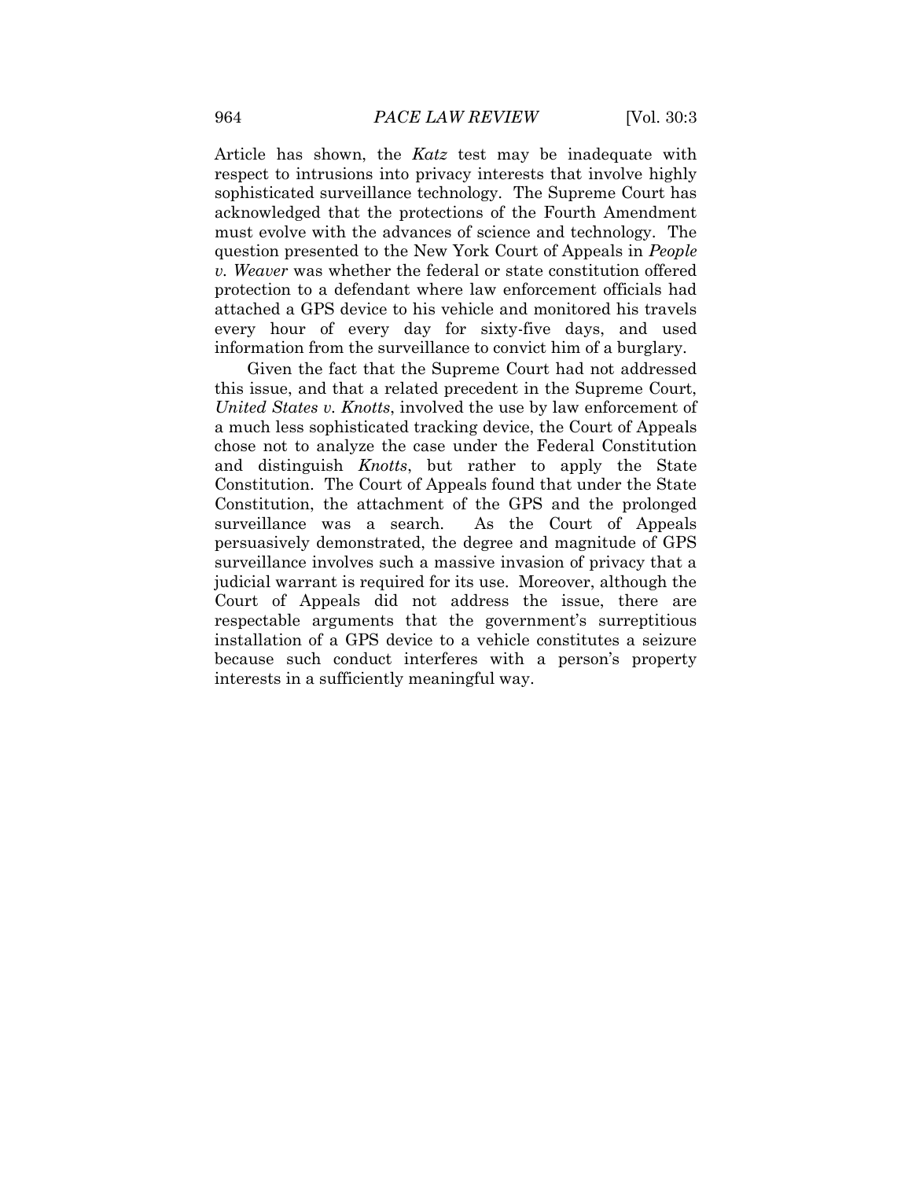Article has shown, the *Katz* test may be inadequate with respect to intrusions into privacy interests that involve highly sophisticated surveillance technology. The Supreme Court has acknowledged that the protections of the Fourth Amendment must evolve with the advances of science and technology. The question presented to the New York Court of Appeals in *People v. Weaver* was whether the federal or state constitution offered protection to a defendant where law enforcement officials had attached a GPS device to his vehicle and monitored his travels every hour of every day for sixty-five days, and used information from the surveillance to convict him of a burglary.

Given the fact that the Supreme Court had not addressed this issue, and that a related precedent in the Supreme Court, *United States v. Knotts*, involved the use by law enforcement of a much less sophisticated tracking device, the Court of Appeals chose not to analyze the case under the Federal Constitution and distinguish *Knotts*, but rather to apply the State Constitution. The Court of Appeals found that under the State Constitution, the attachment of the GPS and the prolonged surveillance was a search. As the Court of Appeals persuasively demonstrated, the degree and magnitude of GPS surveillance involves such a massive invasion of privacy that a judicial warrant is required for its use. Moreover, although the Court of Appeals did not address the issue, there are respectable arguments that the government's surreptitious installation of a GPS device to a vehicle constitutes a seizure because such conduct interferes with a person's property interests in a sufficiently meaningful way.